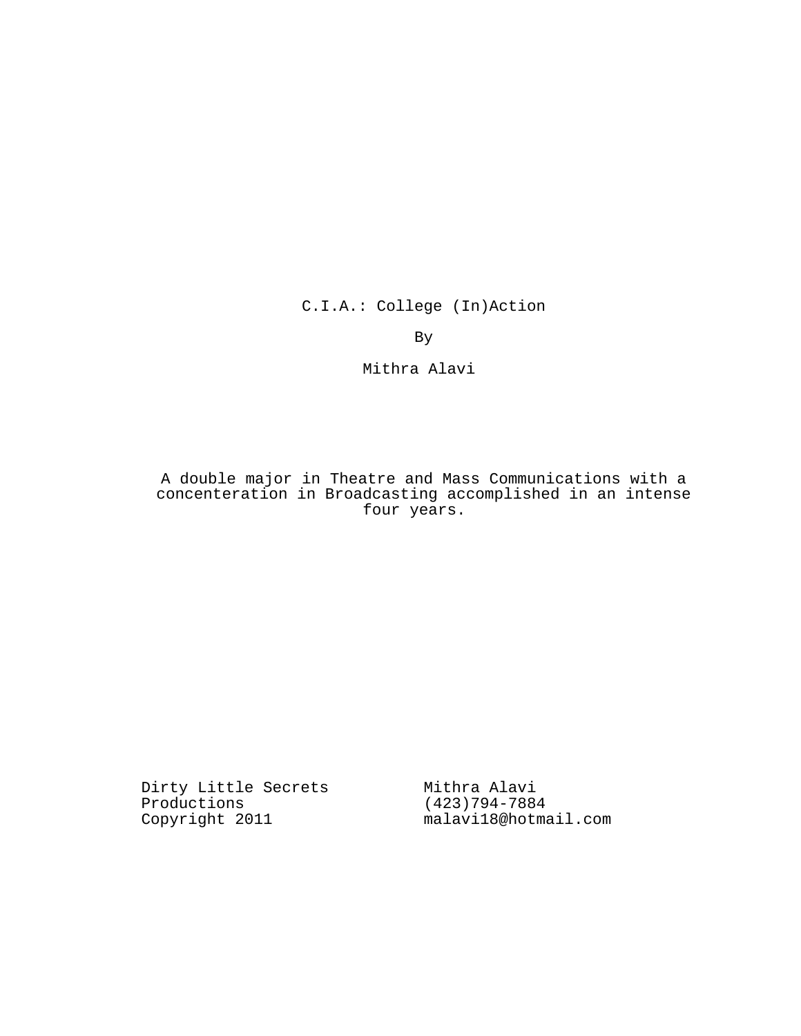# C.I.A.: College (In)Action

By

Mithra Alavi

A double major in Theatre and Mass Communications with a concenteration in Broadcasting accomplished in an intense four years.

Dirty Little Secrets Productions
Copyright 2011

Mithra Alavi
(423)794-7884
malavi18@hotmail.com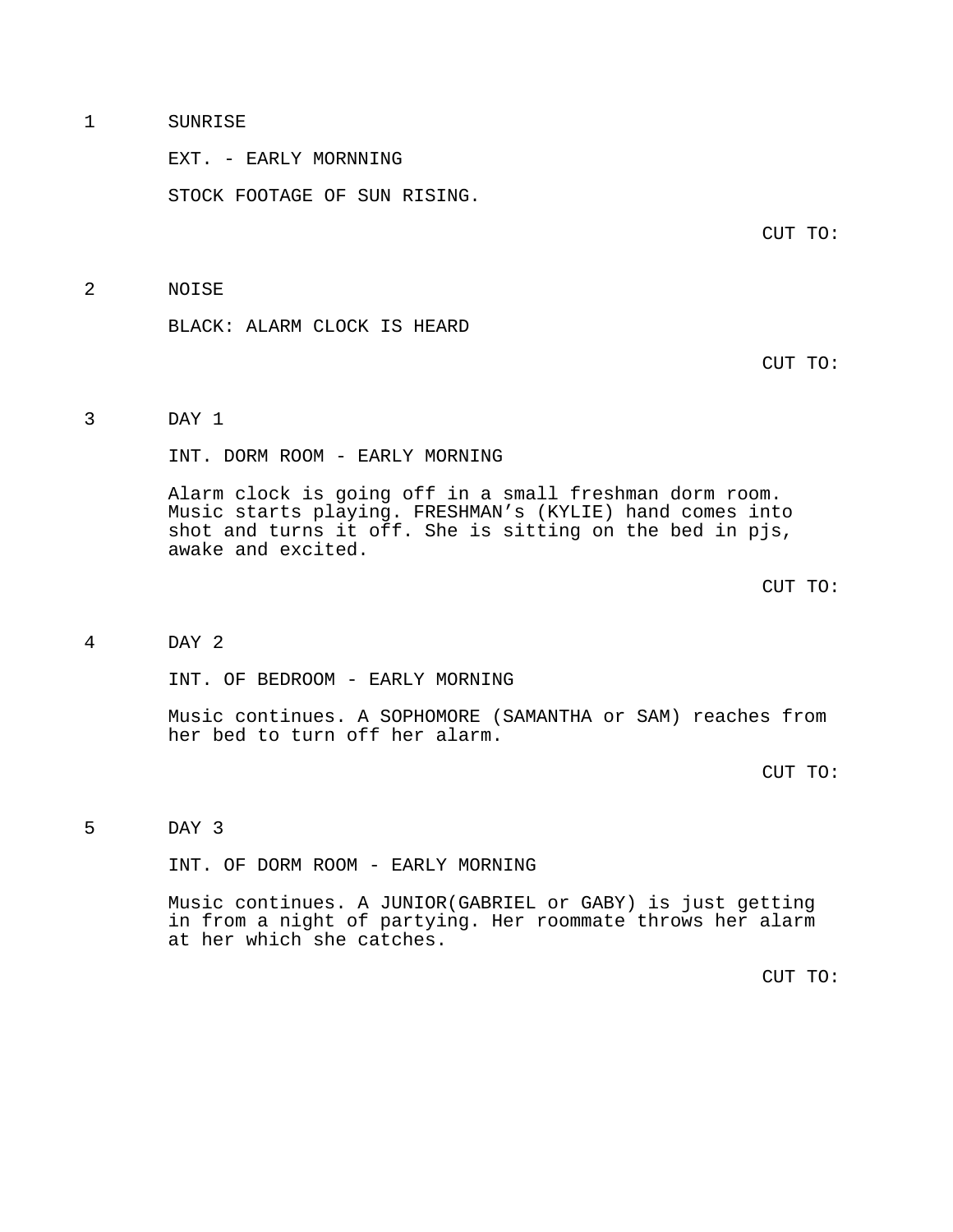1 SUNRISE

EXT. - EARLY MORNNING

STOCK FOOTAGE OF SUN RISING.

CUT TO:

2 NOISE

BLACK: ALARM CLOCK IS HEARD

CUT TO:

3 DAY 1

INT. DORM ROOM - EARLY MORNING

Alarm clock is going off in a small freshman dorm room. Music starts playing. FRESHMAN’s (KYLIE) hand comes into shot and turns it off. She is sitting on the bed in pjs, awake and excited.

CUT TO:

4 DAY 2

INT. OF BEDROOM - EARLY MORNING

Music continues. A SOPHOMORE (SAMANTHA or SAM) reaches from her bed to turn off her alarm.

CUT TO:

5 DAY 3

INT. OF DORM ROOM - EARLY MORNING

Music continues. A JUNIOR(GABRIEL or GABY) is just getting in from a night of partying. Her roommate throws her alarm at her which she catches.

CUT TO: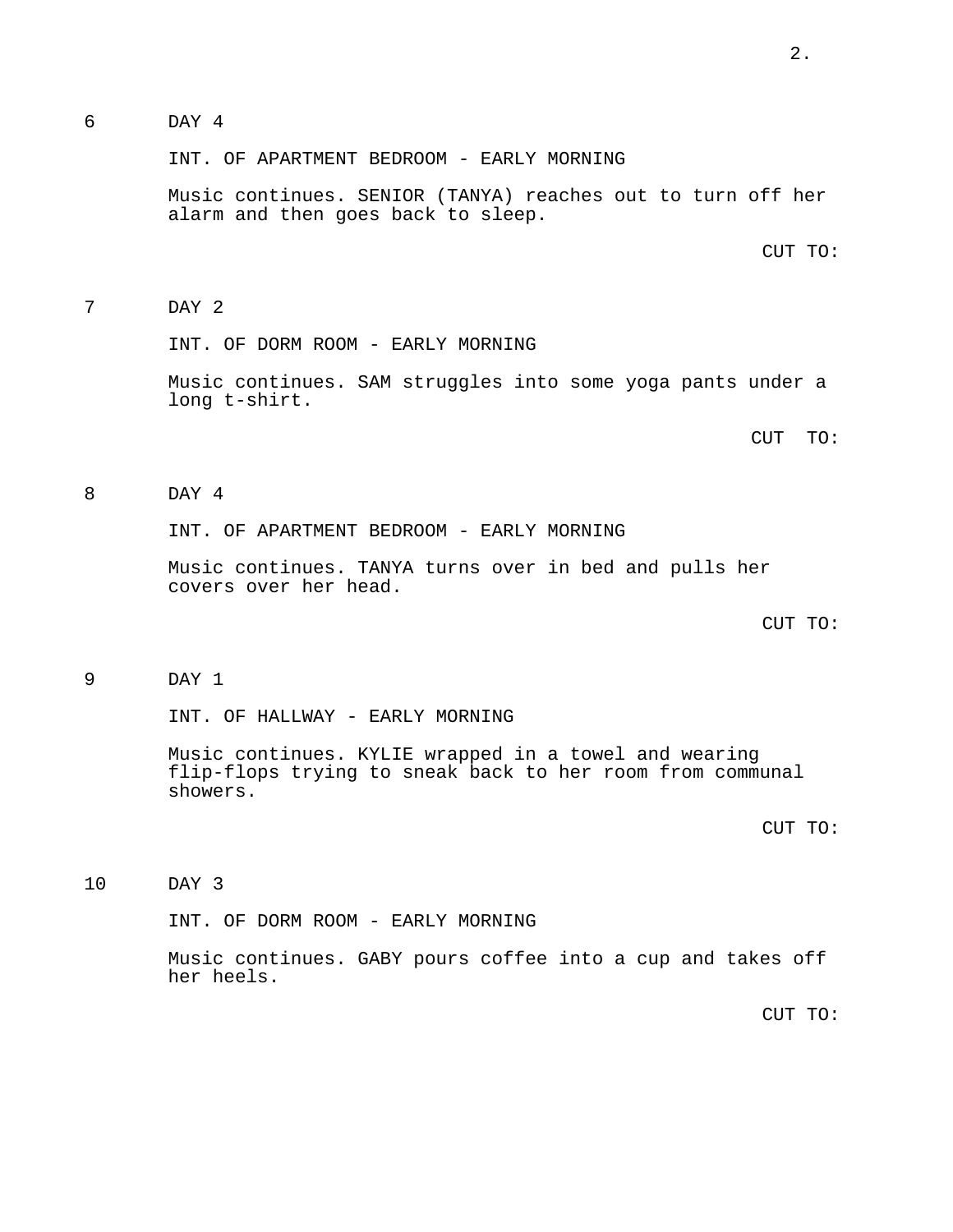6 DAY 4

INT. OF APARTMENT BEDROOM - EARLY MORNING

Music continues. SENIOR (TANYA) reaches out to turn off her alarm and then goes back to sleep.

CUT TO:

7 DAY 2

INT. OF DORM ROOM - EARLY MORNING

Music continues. SAM struggles into some yoga pants under a long t-shirt.

CUT TO:

8 DAY 4

INT. OF APARTMENT BEDROOM - EARLY MORNING

Music continues. TANYA turns over in bed and pulls her covers over her head.

CUT TO:

9 DAY 1

INT. OF HALLWAY - EARLY MORNING

Music continues. KYLIE wrapped in a towel and wearing flip-flops trying to sneak back to her room from communal showers.

CUT TO:

10 DAY 3

INT. OF DORM ROOM - EARLY MORNING

Music continues. GABY pours coffee into a cup and takes off her heels.

CUT TO: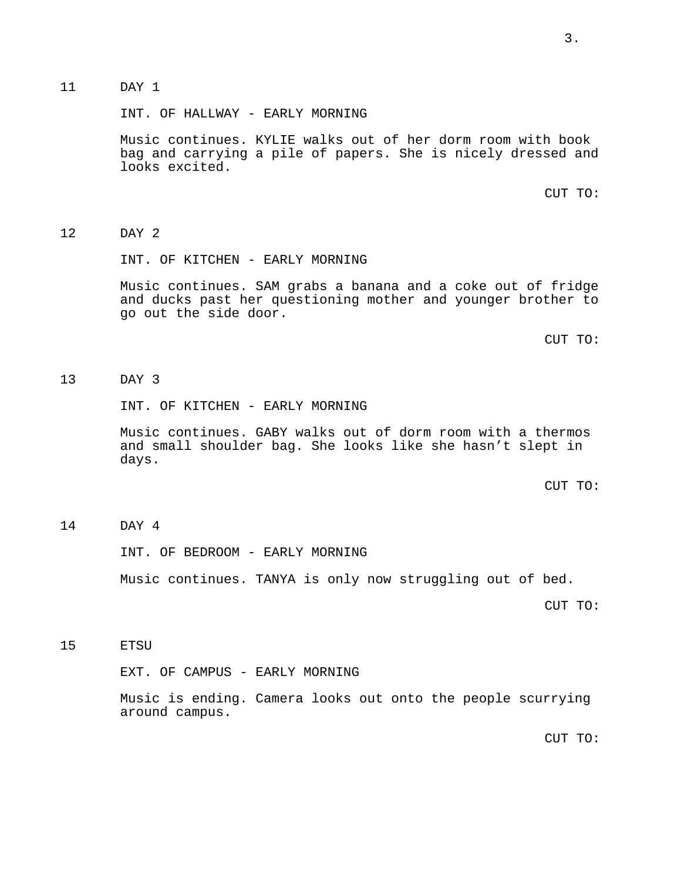11 DAY 1

INT. OF HALLWAY - EARLY MORNING

Music continues. KYLIE walks out of her dorm room with book bag and carrying a pile of papers. She is nicely dressed and looks excited.

CUT TO:

12 DAY 2

INT. OF KITCHEN - EARLY MORNING

Music continues. SAM grabs a banana and a coke out of fridge and ducks past her questioning mother and younger brother to go out the side door.

CUT TO:

13 DAY 3

INT. OF KITCHEN - EARLY MORNING

Music continues. GABY walks out of dorm room with a thermos and small shoulder bag. She looks like she hasn't slept in days.

CUT TO:

14 DAY 4

INT. OF BEDROOM - EARLY MORNING

Music continues. TANYA is only now struggling out of bed.

CUT TO:

15 ETSU

EXT. OF CAMPUS - EARLY MORNING

Music is ending. Camera looks out onto the people scurrying around campus.

CUT TO: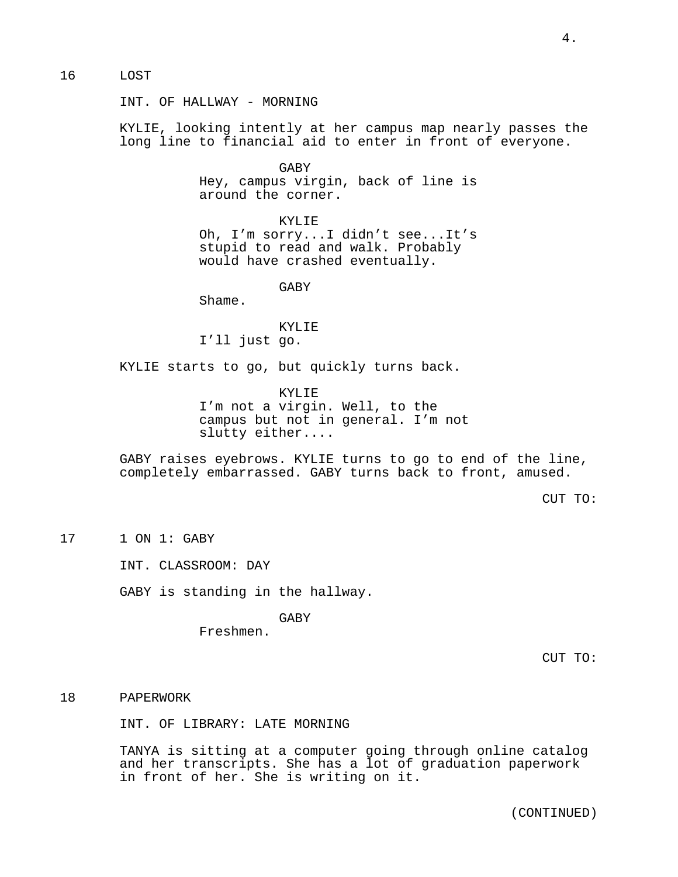16 LOST

INT. OF HALLWAY - MORNING

KYLIE, looking intently at her campus map nearly passes the long line to financial aid to enter in front of everyone.

GABY

Hey, campus virgin, back of line is around the corner.

KYLIE

Oh, I'm sorry...I didn't see...It's stupid to read and walk. Probably would have crashed eventually.

GABY

Shame.

KYLIE

I'll just go.

KYLIE starts to go, but quickly turns back.

KYLIE

I'm not a virgin. Well, to the campus but not in general. I'm not slutty either....

GABY raises eyebrows. KYLIE turns to go to end of the line, completely embarrassed. GABY turns back to front, amused.

CUT TO:

17 1 ON 1: GABY

INT. CLASSROOM: DAY

GABY is standing in the hallway.

GABY

Freshmen.

CUT TO:

18 PAPERWORK

INT. OF LIBRARY: LATE MORNING

TANYA is sitting at a computer going through online catalog and her transcripts. She has a lot of graduation paperwork in front of her. She is writing on it.

(CONTINUED)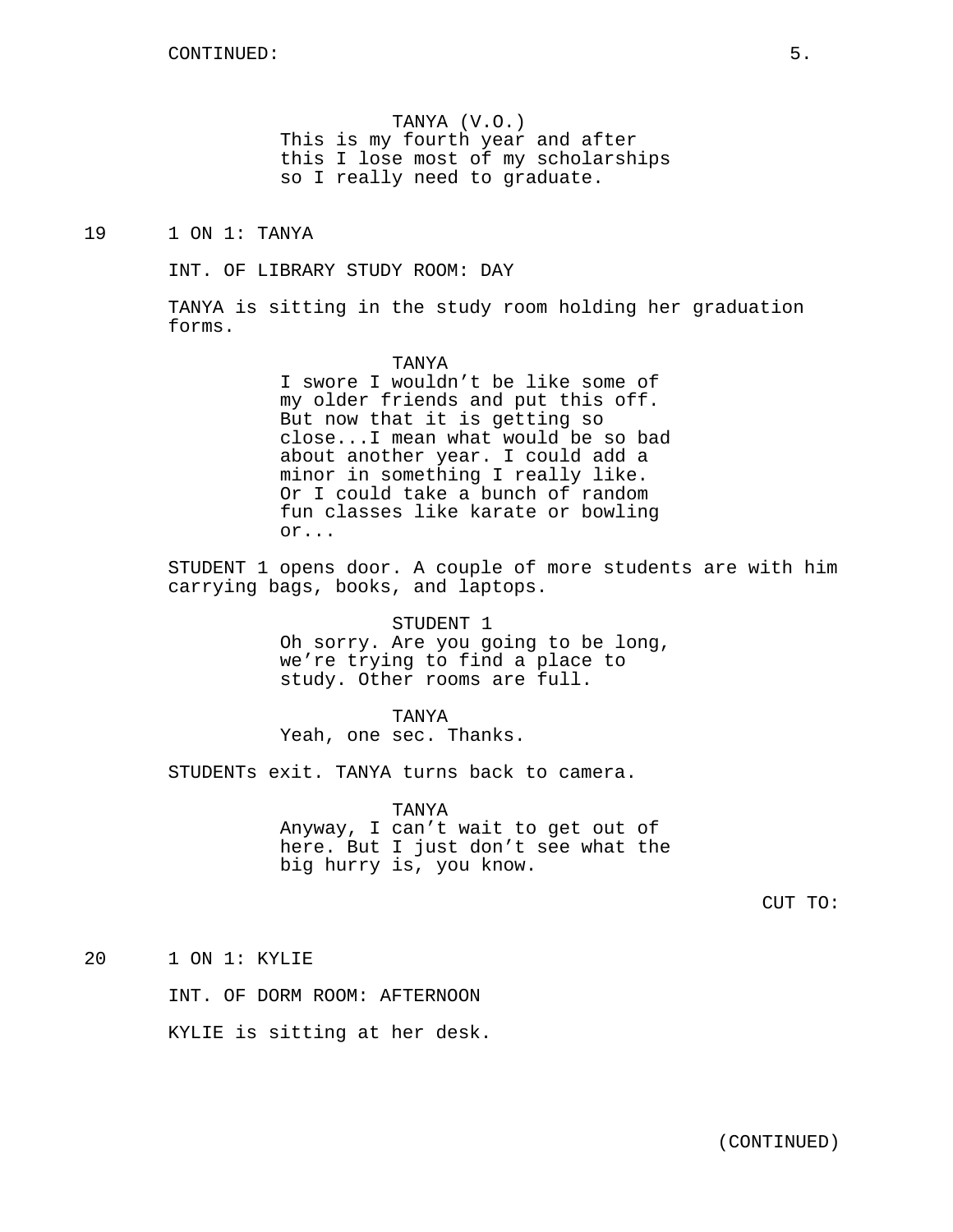TANYA (V.O.)
This is my fourth year and after this I lose most of my scholarships so I really need to graduate.

19 1 ON 1: TANYA

INT. OF LIBRARY STUDY ROOM: DAY

TANYA is sitting in the study room holding her graduation forms.

TANYA
I swore I wouldn’t be like some of my older friends and put this off. But now that it is getting so close...I mean what would be so bad about another year. I could add a minor in something I really like. Or I could take a bunch of random fun classes like karate or bowling or...

STUDENT 1 opens door. A couple of more students are with him carrying bags, books, and laptops.

STUDENT 1
Oh sorry. Are you going to be long, we’re trying to find a place to study. Other rooms are full.

TANYA
Yeah, one sec. Thanks.

STUDENTs exit. TANYA turns back to camera.

TANYA
Anyway, I can’t wait to get out of here. But I just don’t see what the big hurry is, you know.

CUT TO:

20 1 ON 1: KYLIE

INT. OF DORM ROOM: AFTERNOON

KYLIE is sitting at her desk.

(CONTINUED)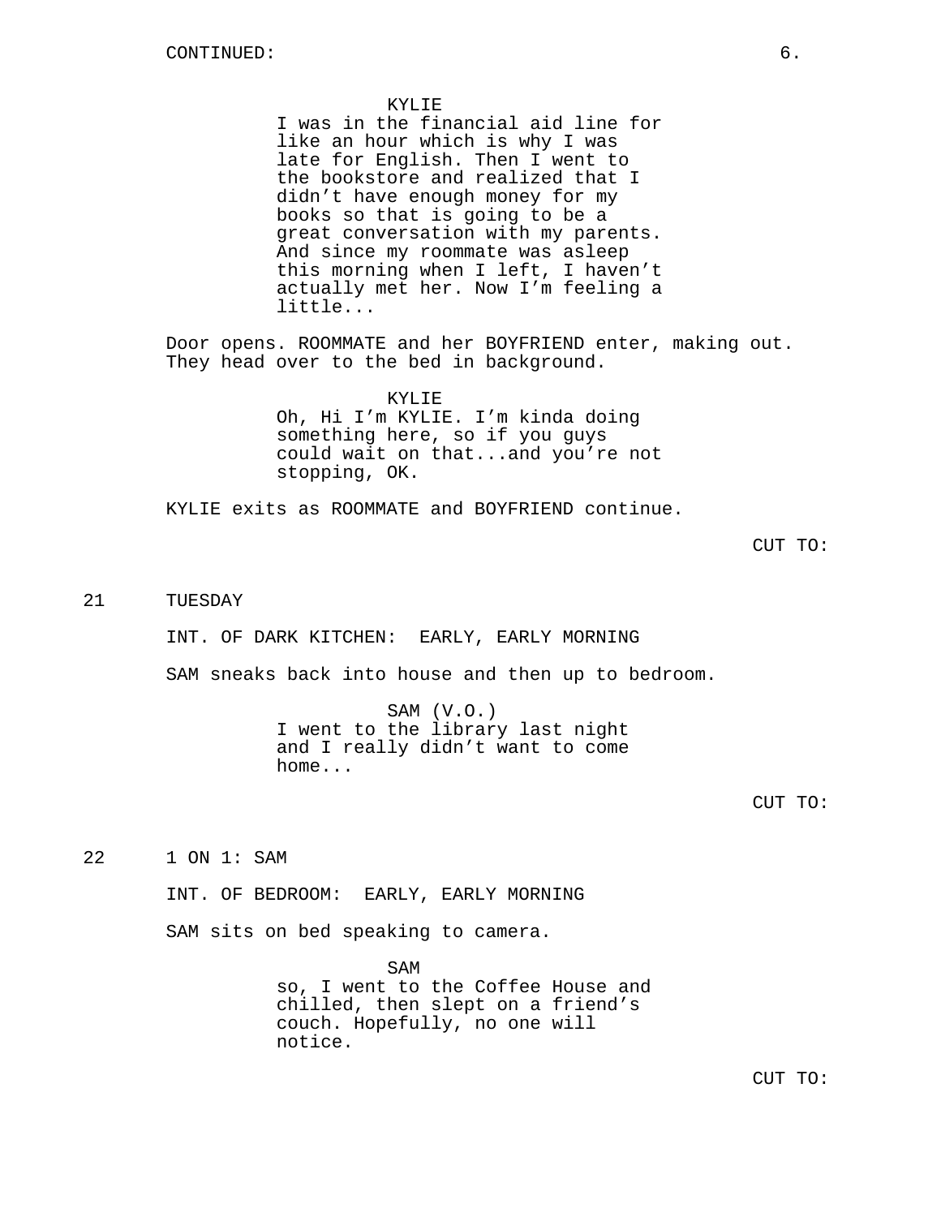CONTINUED:

KYLIE

I was in the financial aid line for like an hour which is why I was late for English. Then I went to the bookstore and realized that I didn't have enough money for my books so that is going to be a great conversation with my parents. And since my roommate was asleep this morning when I left, I haven't actually met her. Now I'm feeling a little...

Door opens. ROOMMATE and her BOYFRIEND enter, making out. They head over to the bed in background.

KYLIE

Oh, Hi I'm KYLIE. I'm kinda doing something here, so if you guys could wait on that...and you're not stopping, OK.

KYLIE exits as ROOMMATE and BOYFRIEND continue.

CUT TO:

21 TUESDAY

INT. OF DARK KITCHEN: EARLY, EARLY MORNING

SAM sneaks back into house and then up to bedroom.

SAM (V.O.)

I went to the library last night and I really didn't want to come home...

CUT TO:

22 1 ON 1: SAM

INT. OF BEDROOM: EARLY, EARLY MORNING

SAM sits on bed speaking to camera.

SAM

so, I went to the Coffee House and chilled, then slept on a friend's couch. Hopefully, no one will notice.

CUT TO: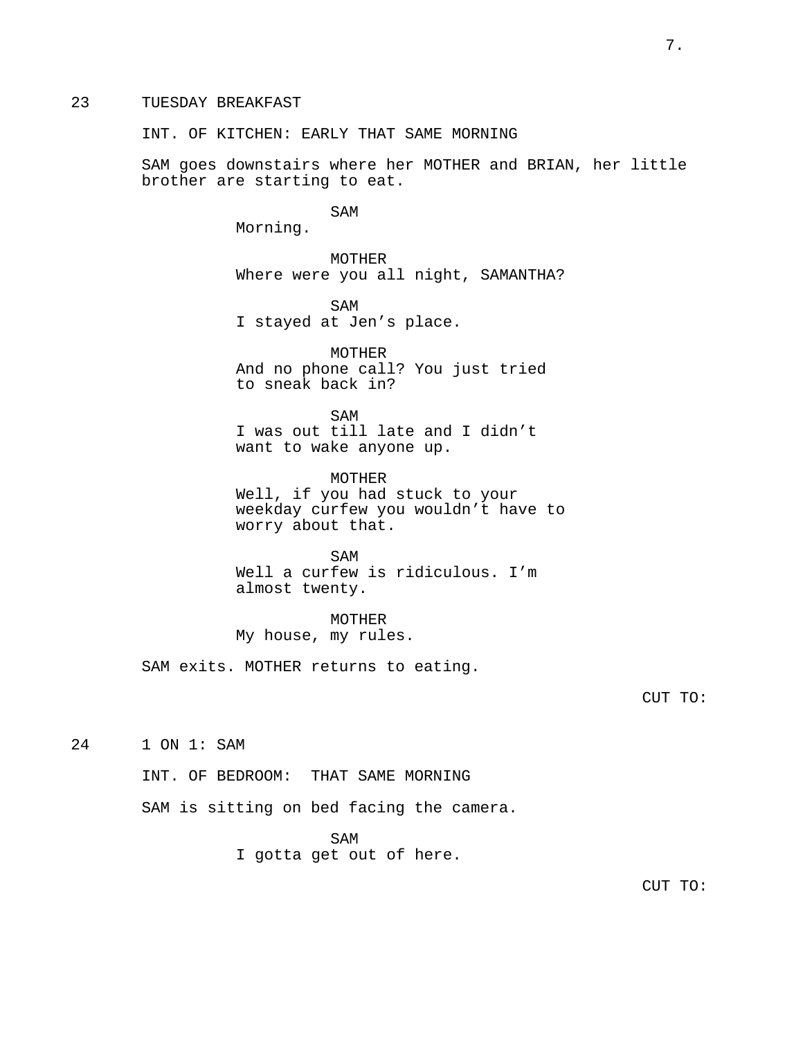23 TUESDAY BREAKFAST

INT. OF KITCHEN: EARLY THAT SAME MORNING

SAM goes downstairs where her MOTHER and BRIAN, her little brother are starting to eat.

SAM
Morning.

MOTHER
Where were you all night, SAMANTHA?

SAM
I stayed at Jen's place.

MOTHER
And no phone call? You just tried to sneak back in?

SAM
I was out till late and I didn't want to wake anyone up.

MOTHER
Well, if you had stuck to your weekday curfew you wouldn't have to worry about that.

SAM
Well a curfew is ridiculous. I'm almost twenty.

MOTHER
My house, my rules.

SAM exits. MOTHER returns to eating.

CUT TO:

24 1 ON 1: SAM

INT. OF BEDROOM: THAT SAME MORNING

SAM is sitting on bed facing the camera.

SAM
I gotta get out of here.

CUT TO: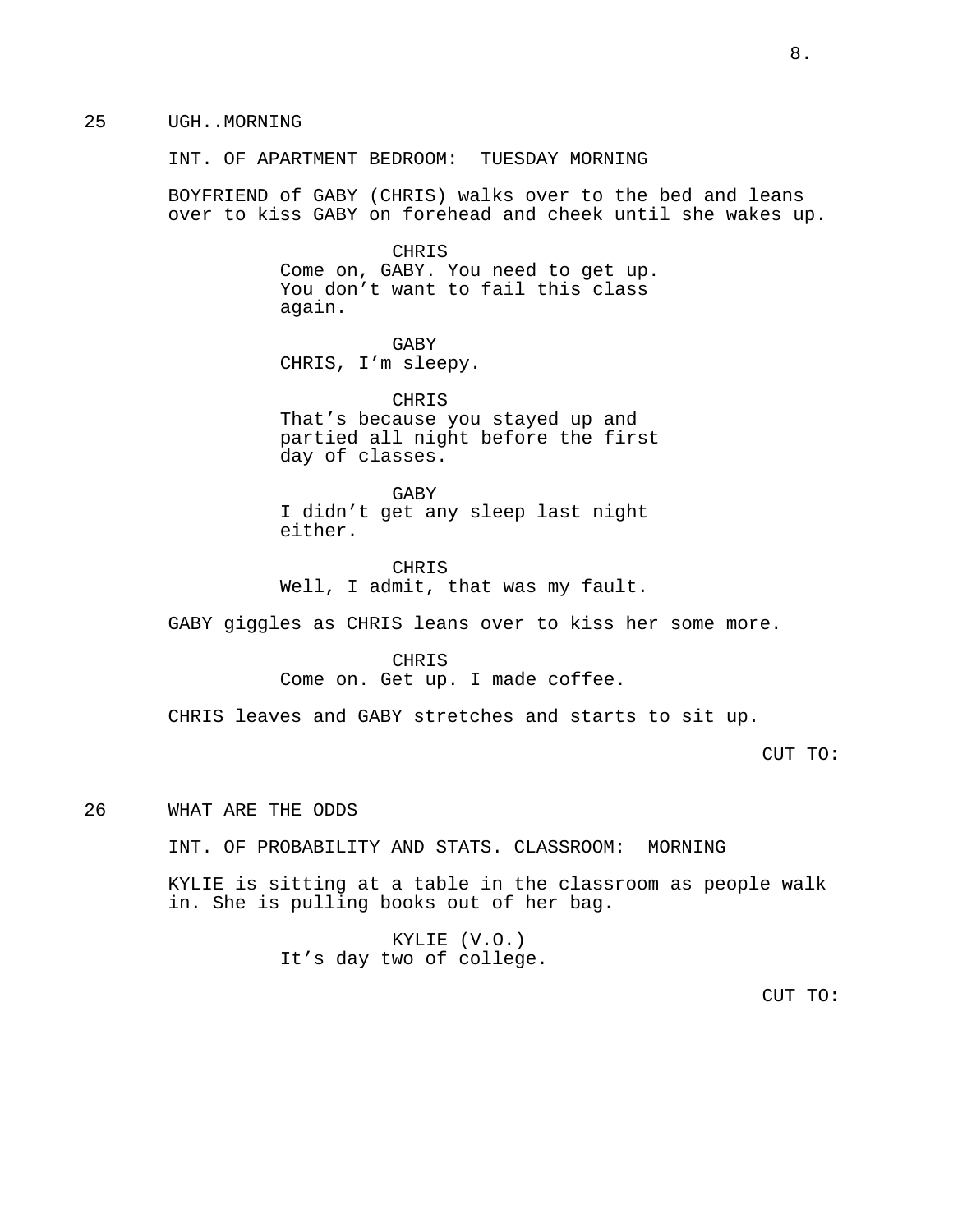25 UGH..MORNING

INT. OF APARTMENT BEDROOM: TUESDAY MORNING

BOYFRIEND of GABY (CHRIS) walks over to the bed and leans over to kiss GABY on forehead and cheek until she wakes up.

CHRIS
Come on, GABY. You need to get up. You don't want to fail this class again.

GABY
CHRIS, I'm sleepy.

CHRIS
That's because you stayed up and partied all night before the first day of classes.

GABY
I didn't get any sleep last night either.

CHRIS
Well, I admit, that was my fault.

GABY giggles as CHRIS leans over to kiss her some more.

CHRIS
Come on. Get up. I made coffee.

CHRIS leaves and GABY stretches and starts to sit up.

CUT TO:

26 WHAT ARE THE ODDS

INT. OF PROBABILITY AND STATS. CLASSROOM: MORNING

KYLIE is sitting at a table in the classroom as people walk in. She is pulling books out of her bag.

KYLIE (V.O.)
It's day two of college.

CUT TO: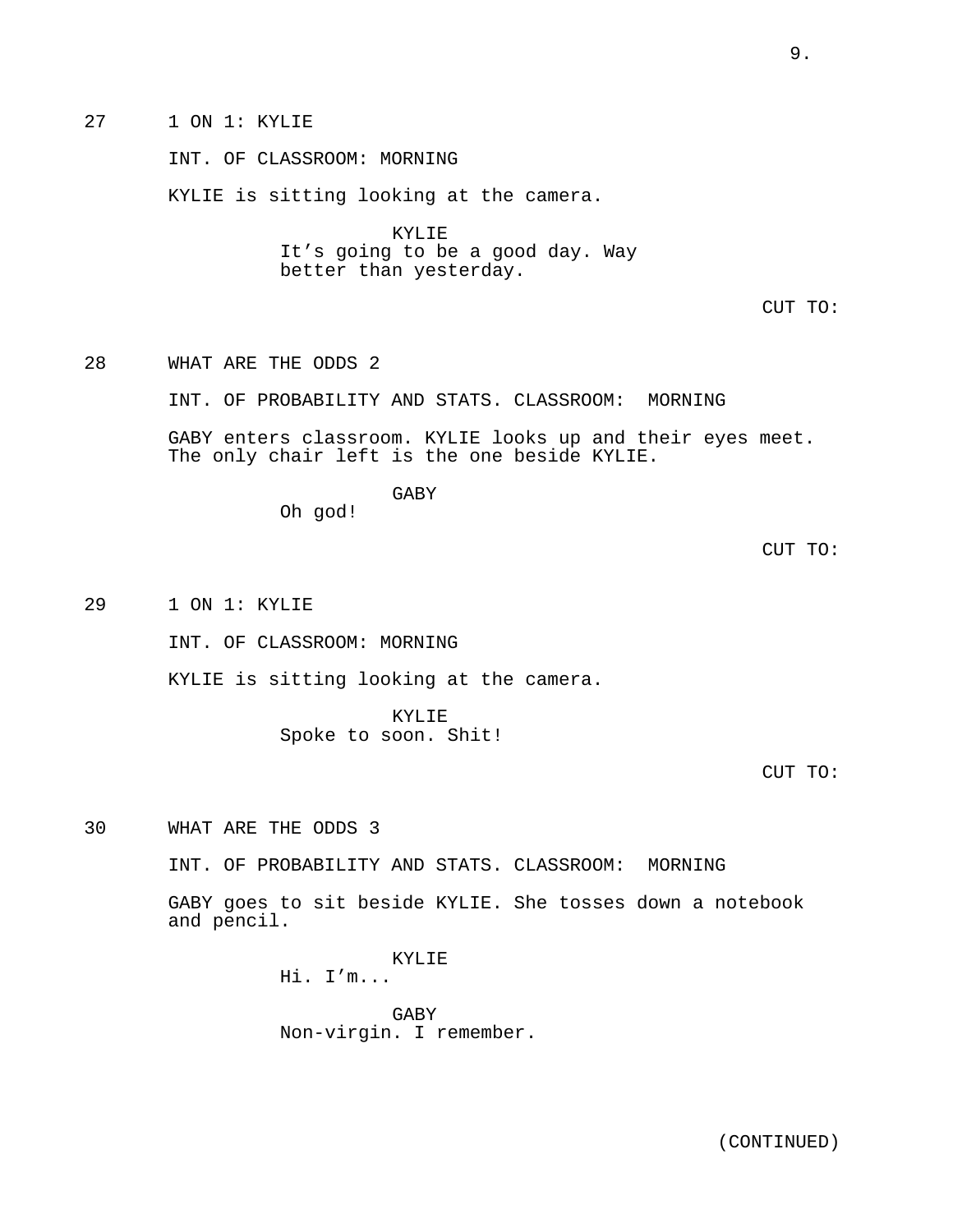27 1 ON 1: KYLIE

INT. OF CLASSROOM: MORNING

KYLIE is sitting looking at the camera.

KYLIE
It's going to be a good day. Way better than yesterday.

CUT TO:

28 WHAT ARE THE ODDS 2

INT. OF PROBABILITY AND STATS. CLASSROOM: MORNING

GABY enters classroom. KYLIE looks up and their eyes meet. The only chair left is the one beside KYLIE.

GABY
Oh god!

CUT TO:

29 1 ON 1: KYLIE

INT. OF CLASSROOM: MORNING

KYLIE is sitting looking at the camera.

KYLIE
Spoke to soon. Shit!

CUT TO:

30 WHAT ARE THE ODDS 3

INT. OF PROBABILITY AND STATS. CLASSROOM: MORNING

GABY goes to sit beside KYLIE. She tosses down a notebook and pencil.

KYLIE
Hi. I'm...

GABY
Non-virgin. I remember.

(CONTINUED)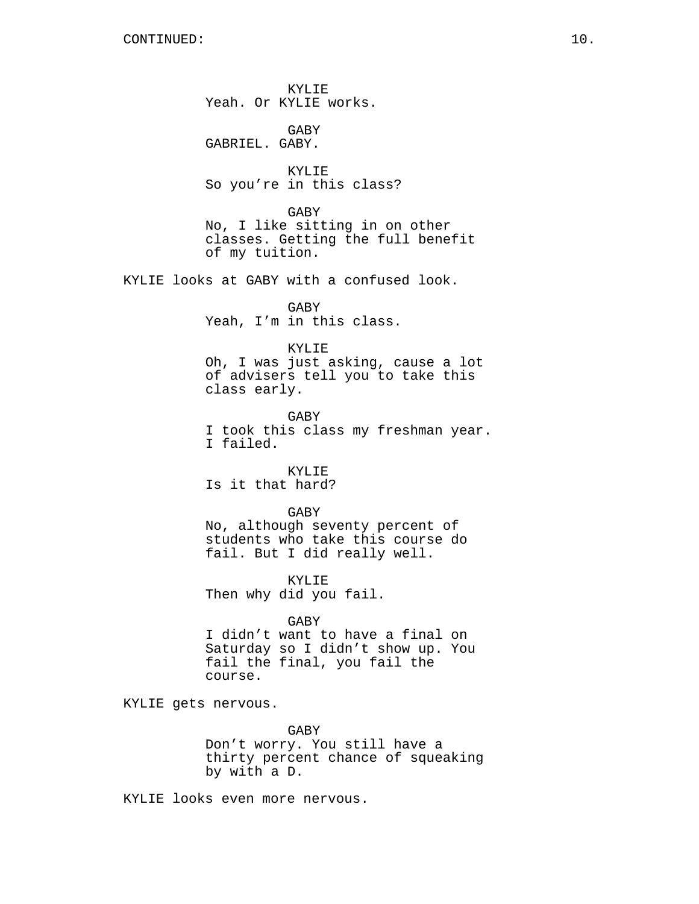KYLIE
Yeah. Or KYLIE works.

GABY
GABRIEL. GABY.

KYLIE
So you're in this class?

GABY
No, I like sitting in on other classes. Getting the full benefit of my tuition.

KYLIE looks at GABY with a confused look.

GABY
Yeah, I'm in this class.

KYLIE
Oh, I was just asking, cause a lot of advisers tell you to take this class early.

GABY
I took this class my freshman year. I failed.

KYLIE
Is it that hard?

GABY
No, although seventy percent of students who take this course do fail. But I did really well.

KYLIE
Then why did you fail.

GABY
I didn't want to have a final on Saturday so I didn't show up. You fail the final, you fail the course.

KYLIE gets nervous.

GABY
Don't worry. You still have a thirty percent chance of squeaking by with a D.

KYLIE looks even more nervous.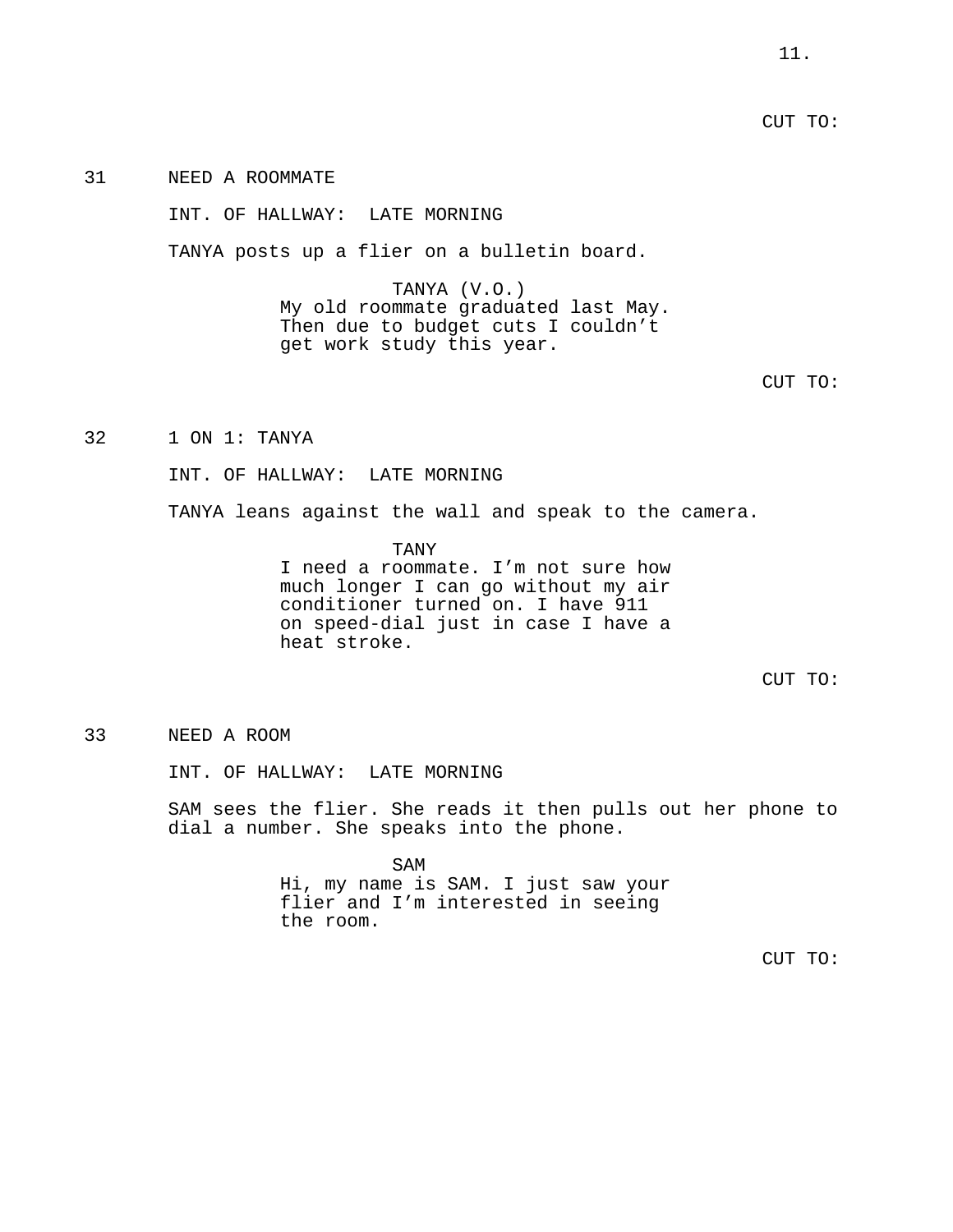CUT TO:

31 NEED A ROOMMATE

INT. OF HALLWAY: LATE MORNING

TANYA posts up a flier on a bulletin board.

TANYA (V.O.)
My old roommate graduated last May. Then due to budget cuts I couldn't get work study this year.

CUT TO:

32 1 ON 1: TANYA

INT. OF HALLWAY: LATE MORNING

TANYA leans against the wall and speak to the camera.

TANY
I need a roommate. I'm not sure how much longer I can go without my air conditioner turned on. I have 911 on speed-dial just in case I have a heat stroke.

CUT TO:

33 NEED A ROOM

INT. OF HALLWAY: LATE MORNING

SAM sees the flier. She reads it then pulls out her phone to dial a number. She speaks into the phone.

SAM
Hi, my name is SAM. I just saw your flier and I'm interested in seeing the room.

CUT TO: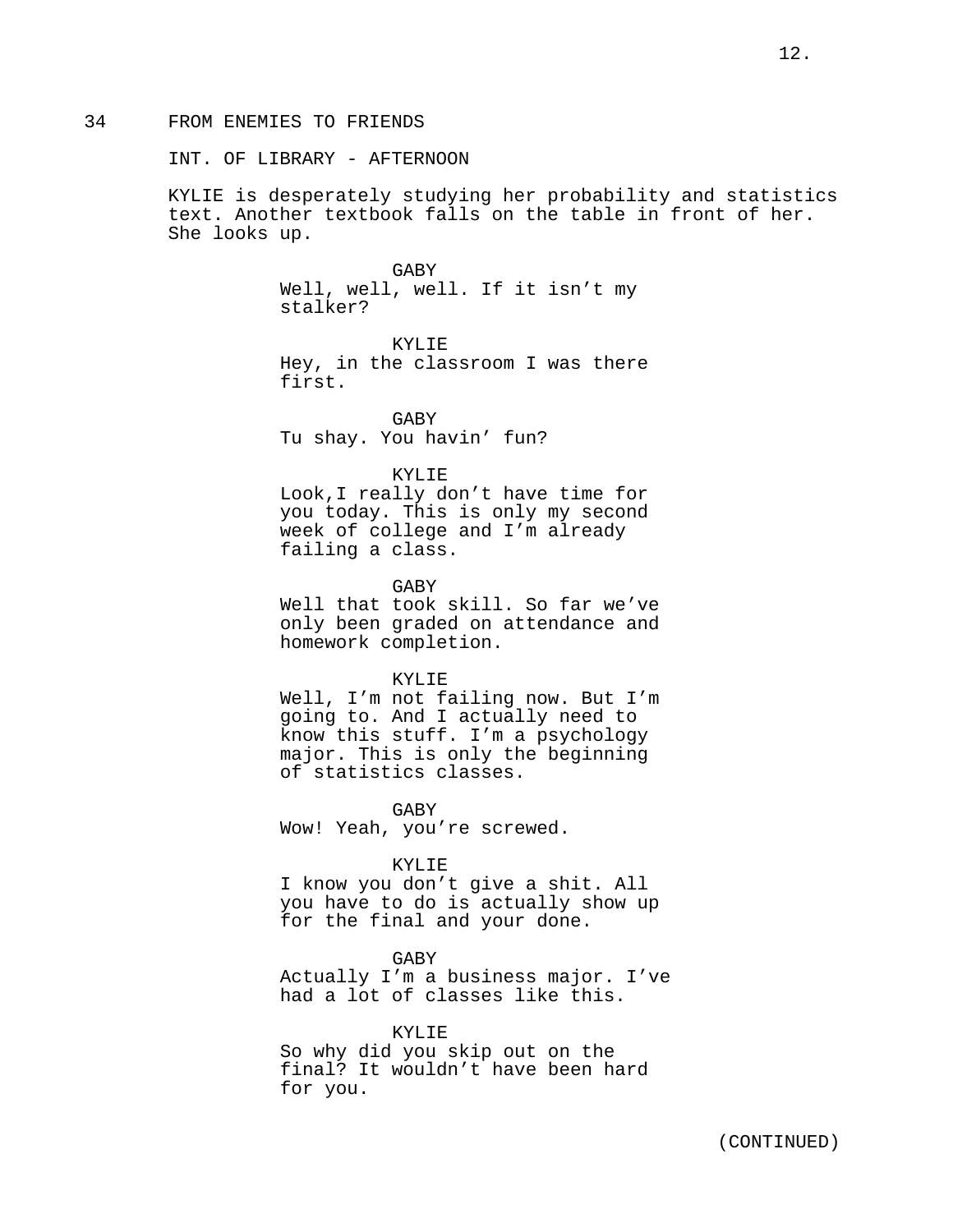34 FROM ENEMIES TO FRIENDS

INT. OF LIBRARY - AFTERNOON

KYLIE is desperately studying her probability and statistics text. Another textbook falls on the table in front of her. She looks up.

GABY
Well, well, well. If it isn't my stalker?

KYLIE
Hey, in the classroom I was there first.

GABY
Tu shay. You havin' fun?

KYLIE
Look,I really don't have time for you today. This is only my second week of college and I'm already failing a class.

GABY
Well that took skill. So far we've only been graded on attendance and homework completion.

KYLIE
Well, I'm not failing now. But I'm going to. And I actually need to know this stuff. I'm a psychology major. This is only the beginning of statistics classes.

GABY
Wow! Yeah, you're screwed.

KYLIE
I know you don't give a shit. All you have to do is actually show up for the final and your done.

GABY
Actually I'm a business major. I've had a lot of classes like this.

KYLIE
So why did you skip out on the final? It wouldn't have been hard for you.

(CONTINUED)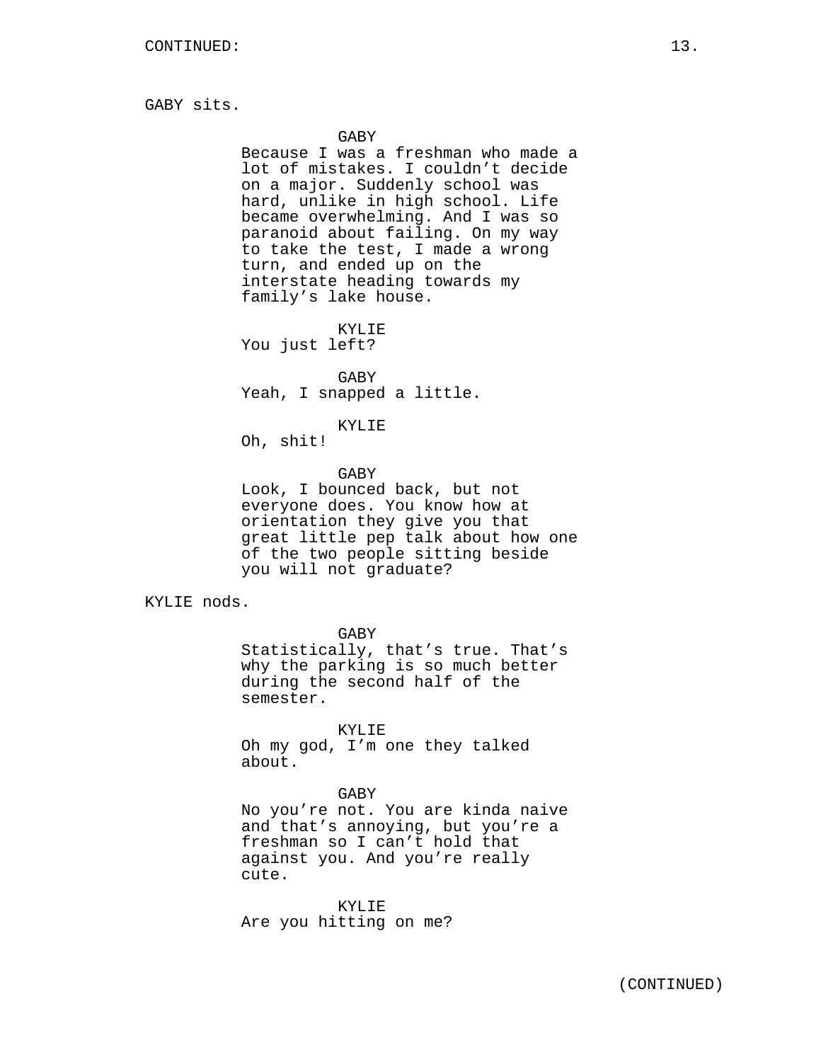GABY sits.

GABY
Because I was a freshman who made a lot of mistakes. I couldn't decide on a major. Suddenly school was hard, unlike in high school. Life became overwhelming. And I was so paranoid about failing. On my way to take the test, I made a wrong turn, and ended up on the interstate heading towards my family's lake house.

KYLIE
You just left?

GABY
Yeah, I snapped a little.

KYLIE
Oh, shit!

GABY
Look, I bounced back, but not everyone does. You know how at orientation they give you that great little pep talk about how one of the two people sitting beside you will not graduate?

KYLIE nods.

GABY
Statistically, that's true. That's why the parking is so much better during the second half of the semester.

KYLIE
Oh my god, I'm one they talked about.

GABY
No you're not. You are kinda naive and that's annoying, but you're a freshman so I can't hold that against you. And you're really cute.

KYLIE
Are you hitting on me?

(CONTINUED)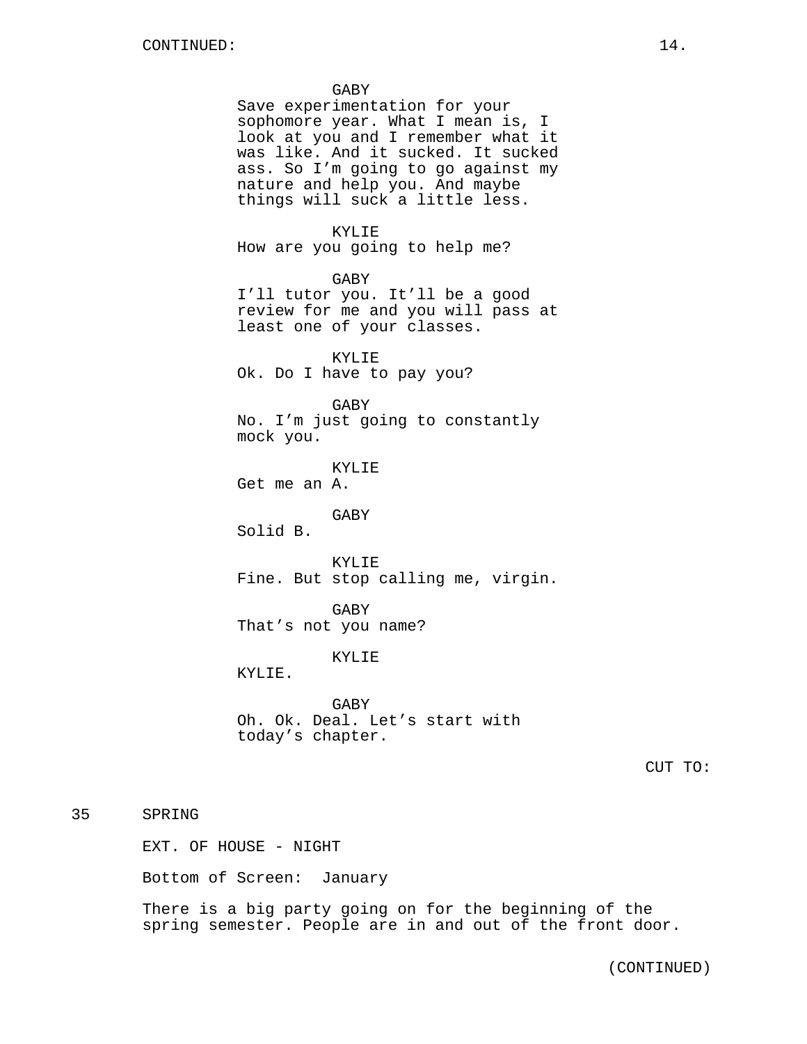CONTINUED:

GABY
Save experimentation for your sophomore year. What I mean is, I look at you and I remember what it was like. And it sucked. It sucked ass. So I'm going to go against my nature and help you. And maybe things will suck a little less.

KYLIE
How are you going to help me?

GABY
I'll tutor you. It'll be a good review for me and you will pass at least one of your classes.

KYLIE
Ok. Do I have to pay you?

GABY
No. I'm just going to constantly mock you.

KYLIE
Get me an A.

GABY
Solid B.

KYLIE
Fine. But stop calling me, virgin.

GABY
That's not you name?

KYLIE
KYLIE.

GABY
Oh. Ok. Deal. Let's start with today's chapter.

CUT TO:

35 SPRING

EXT. OF HOUSE - NIGHT

Bottom of Screen: January

There is a big party going on for the beginning of the spring semester. People are in and out of the front door.

(CONTINUED)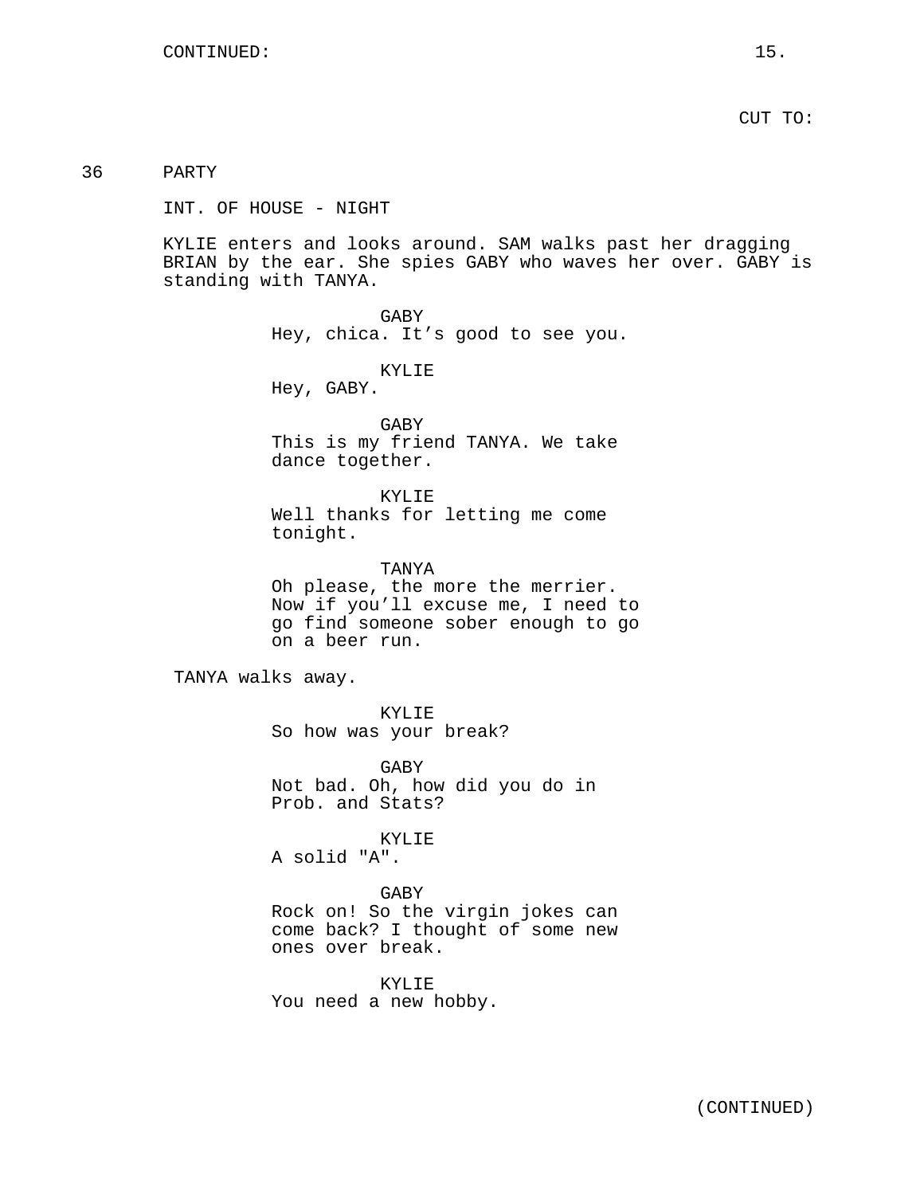CUT TO:

36 PARTY

INT. OF HOUSE - NIGHT

KYLIE enters and looks around. SAM walks past her dragging BRIAN by the ear. She spies GABY who waves her over. GABY is standing with TANYA.

GABY
Hey, chica. It's good to see you.

KYLIE
Hey, GABY.

GABY
This is my friend TANYA. We take dance together.

KYLIE
Well thanks for letting me come tonight.

TANYA
Oh please, the more the merrier. Now if you'll excuse me, I need to go find someone sober enough to go on a beer run.

TANYA walks away.

KYLIE
So how was your break?

GABY
Not bad. Oh, how did you do in Prob. and Stats?

KYLIE
A solid "A".

GABY
Rock on! So the virgin jokes can come back? I thought of some new ones over break.

KYLIE
You need a new hobby.

(CONTINUED)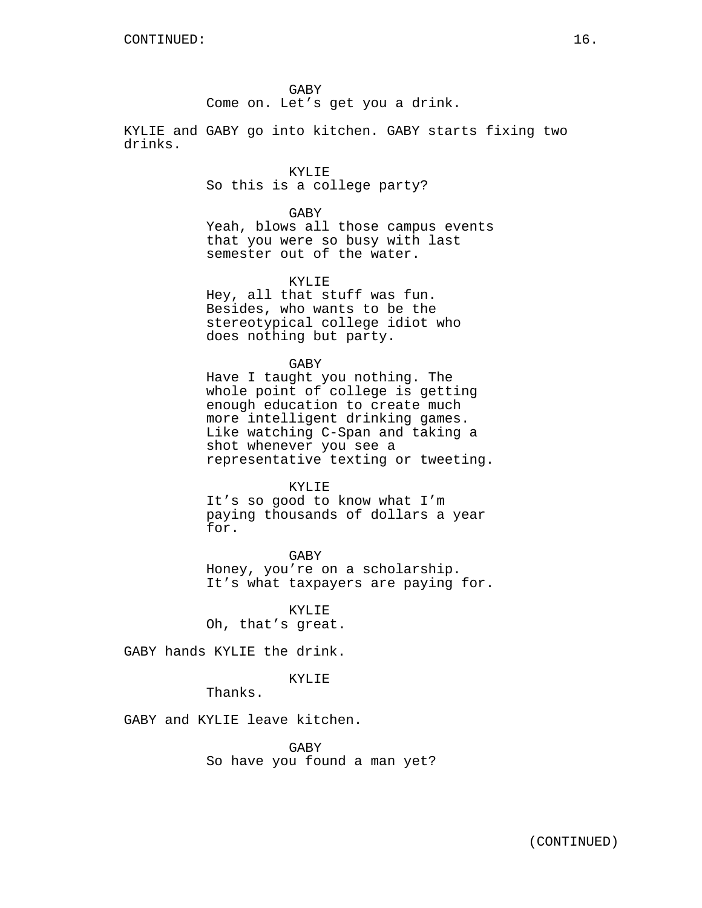GABY
Come on. Let's get you a drink.

KYLIE and GABY go into kitchen. GABY starts fixing two drinks.

KYLIE
So this is a college party?

GABY
Yeah, blows all those campus events that you were so busy with last semester out of the water.

KYLIE
Hey, all that stuff was fun. Besides, who wants to be the stereotypical college idiot who does nothing but party.

GABY
Have I taught you nothing. The whole point of college is getting enough education to create much more intelligent drinking games. Like watching C-Span and taking a shot whenever you see a representative texting or tweeting.

KYLIE
It's so good to know what I'm paying thousands of dollars a year for.

GABY
Honey, you're on a scholarship. It's what taxpayers are paying for.

KYLIE
Oh, that's great.

GABY hands KYLIE the drink.

KYLIE
Thanks.

GABY and KYLIE leave kitchen.

GABY
So have you found a man yet?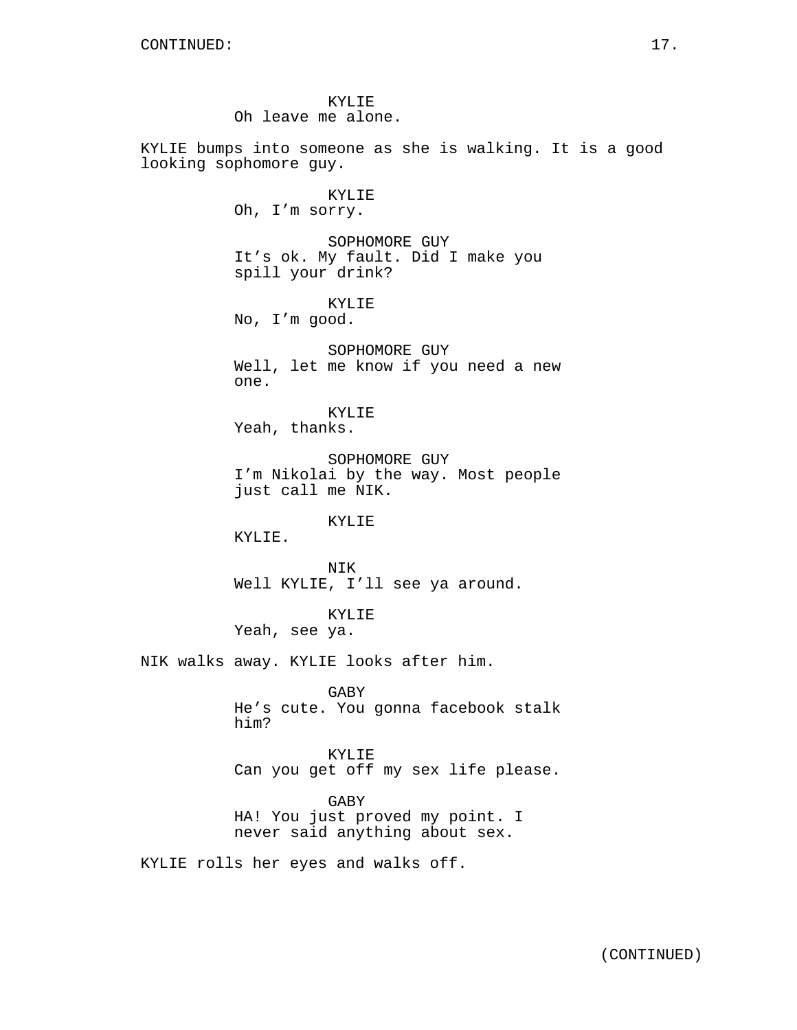KYLIE
Oh leave me alone.

KYLIE bumps into someone as she is walking. It is a good looking sophomore guy.

KYLIE
Oh, I'm sorry.

SOPHOMORE GUY
It's ok. My fault. Did I make you spill your drink?

KYLIE
No, I'm good.

SOPHOMORE GUY
Well, let me know if you need a new one.

KYLIE
Yeah, thanks.

SOPHOMORE GUY
I'm Nikolai by the way. Most people just call me NIK.

KYLIE
KYLIE.

NIK
Well KYLIE, I'll see ya around.

KYLIE
Yeah, see ya.

NIK walks away. KYLIE looks after him.

GABY
He's cute. You gonna facebook stalk him?

KYLIE
Can you get off my sex life please.

GABY
HA! You just proved my point. I never said anything about sex.

KYLIE rolls her eyes and walks off.

(CONTINUED)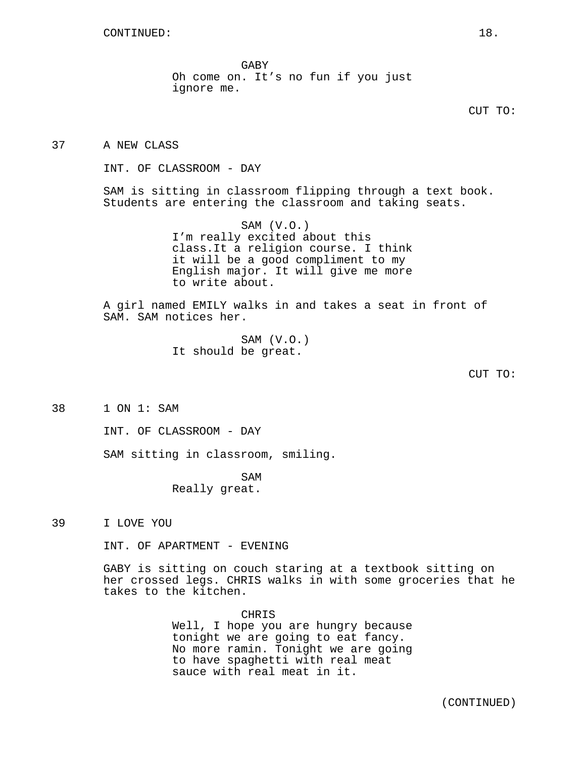CONTINUED:

GABY
Oh come on. It's no fun if you just ignore me.

CUT TO:

37 A NEW CLASS

INT. OF CLASSROOM - DAY

SAM is sitting in classroom flipping through a text book. Students are entering the classroom and taking seats.

SAM (V.O.)
I'm really excited about this class.It a religion course. I think it will be a good compliment to my English major. It will give me more to write about.

A girl named EMILY walks in and takes a seat in front of SAM. SAM notices her.

SAM (V.O.)
It should be great.

CUT TO:

38 1 ON 1: SAM

INT. OF CLASSROOM - DAY

SAM sitting in classroom, smiling.

SAM
Really great.

39 I LOVE YOU

INT. OF APARTMENT - EVENING

GABY is sitting on couch staring at a textbook sitting on her crossed legs. CHRIS walks in with some groceries that he takes to the kitchen.

CHRIS
Well, I hope you are hungry because tonight we are going to eat fancy. No more ramin. Tonight we are going to have spaghetti with real meat sauce with real meat in it.

(CONTINUED)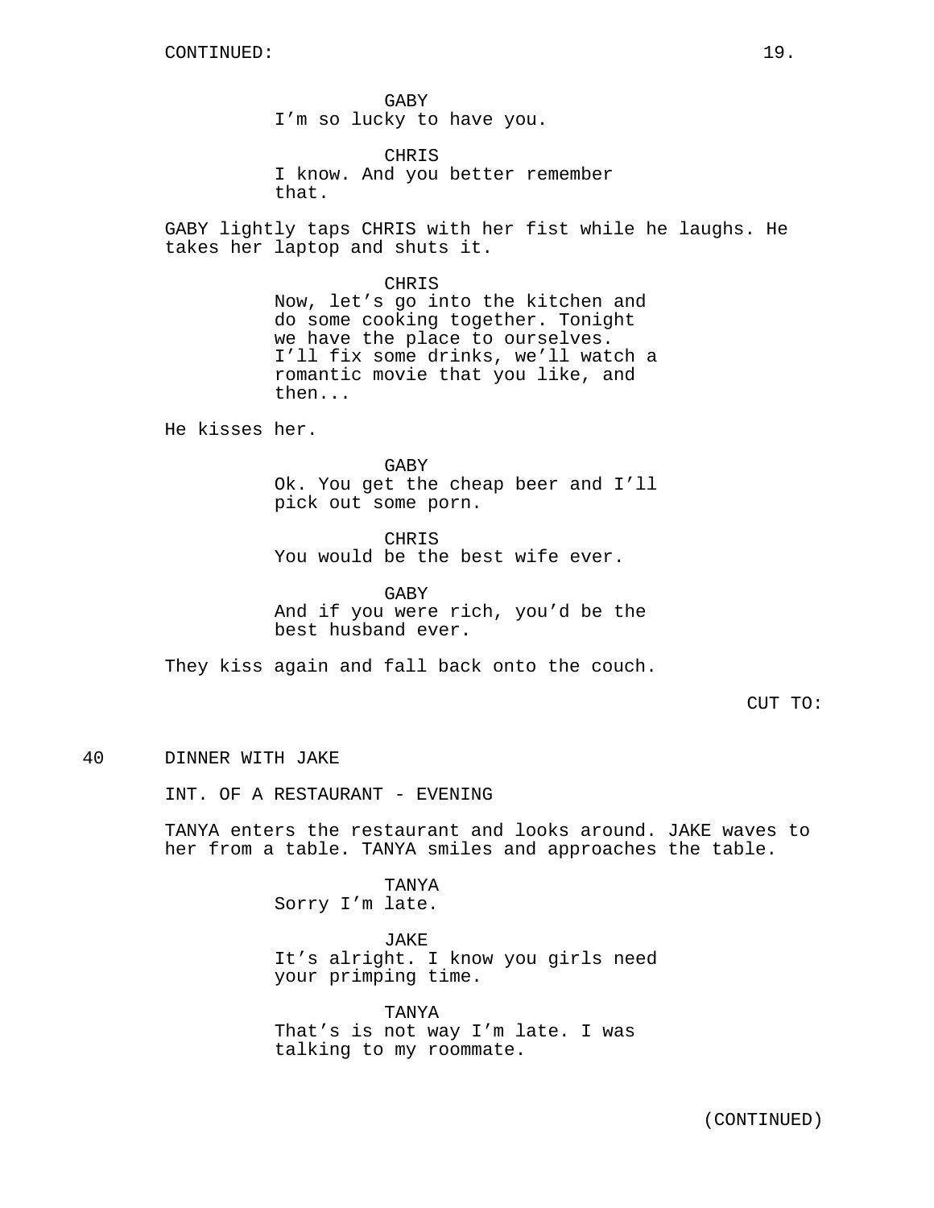CONTINUED:

GABY
I'm so lucky to have you.

CHRIS
I know. And you better remember that.

GABY lightly taps CHRIS with her fist while he laughs. He takes her laptop and shuts it.

CHRIS
Now, let's go into the kitchen and do some cooking together. Tonight we have the place to ourselves. I'll fix some drinks, we'll watch a romantic movie that you like, and then...

He kisses her.

GABY
Ok. You get the cheap beer and I'll pick out some porn.

CHRIS
You would be the best wife ever.

GABY
And if you were rich, you'd be the best husband ever.

They kiss again and fall back onto the couch.

CUT TO:

40 DINNER WITH JAKE

INT. OF A RESTAURANT - EVENING

TANYA enters the restaurant and looks around. JAKE waves to her from a table. TANYA smiles and approaches the table.

TANYA
Sorry I'm late.

JAKE
It's alright. I know you girls need your primping time.

TANYA
That's is not way I'm late. I was talking to my roommate.

(CONTINUED)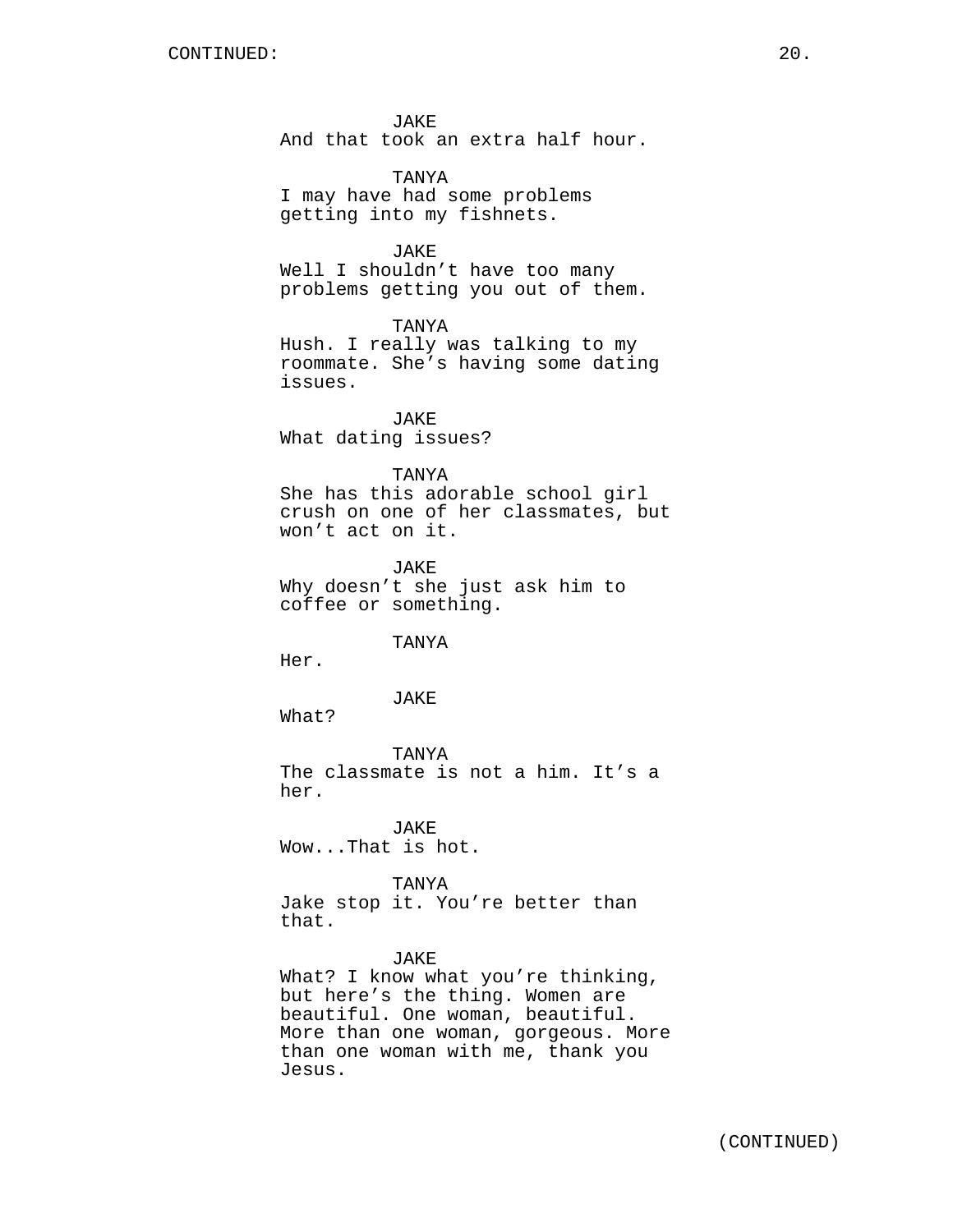JAKE
And that took an extra half hour.

TANYA
I may have had some problems getting into my fishnets.

JAKE
Well I shouldn't have too many problems getting you out of them.

TANYA
Hush. I really was talking to my roommate. She's having some dating issues.

JAKE
What dating issues?

TANYA
She has this adorable school girl crush on one of her classmates, but won't act on it.

JAKE
Why doesn't she just ask him to coffee or something.

TANYA
Her.

JAKE
What?

TANYA
The classmate is not a him. It's a her.

JAKE
Wow...That is hot.

TANYA
Jake stop it. You're better than that.

JAKE
What? I know what you're thinking, but here's the thing. Women are beautiful. One woman, beautiful. More than one woman, gorgeous. More than one woman with me, thank you Jesus.

(CONTINUED)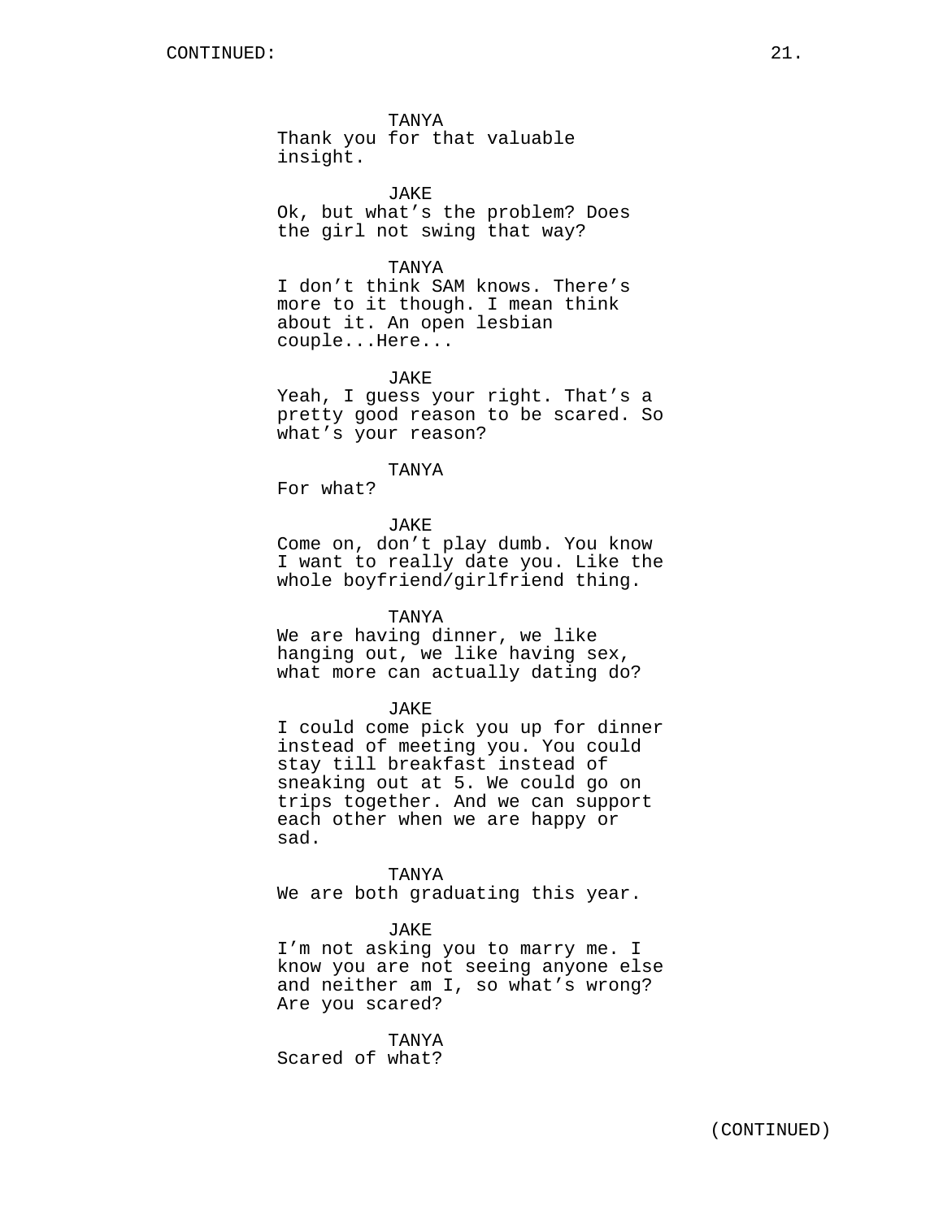TANYA
Thank you for that valuable insight.

JAKE
Ok, but what's the problem? Does the girl not swing that way?

TANYA
I don't think SAM knows. There's more to it though. I mean think about it. An open lesbian couple...Here...

JAKE
Yeah, I guess your right. That's a pretty good reason to be scared. So what's your reason?

TANYA
For what?

JAKE
Come on, don't play dumb. You know I want to really date you. Like the whole boyfriend/girlfriend thing.

TANYA
We are having dinner, we like hanging out, we like having sex, what more can actually dating do?

JAKE
I could come pick you up for dinner instead of meeting you. You could stay till breakfast instead of sneaking out at 5. We could go on trips together. And we can support each other when we are happy or sad.

TANYA
We are both graduating this year.

JAKE
I'm not asking you to marry me. I know you are not seeing anyone else and neither am I, so what's wrong? Are you scared?

TANYA
Scared of what?

(CONTINUED)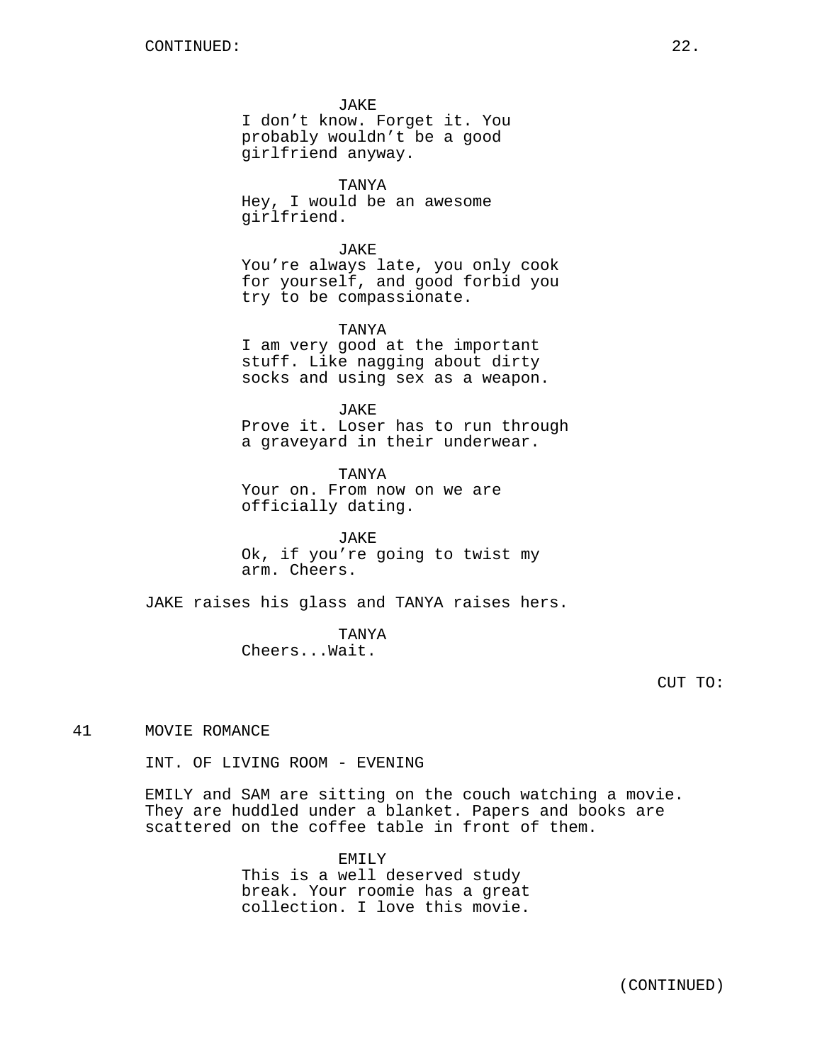JAKE
I don't know. Forget it. You probably wouldn't be a good girlfriend anyway.

TANYA
Hey, I would be an awesome girlfriend.

JAKE
You're always late, you only cook for yourself, and good forbid you try to be compassionate.

TANYA
I am very good at the important stuff. Like nagging about dirty socks and using sex as a weapon.

JAKE
Prove it. Loser has to run through a graveyard in their underwear.

TANYA
Your on. From now on we are officially dating.

JAKE
Ok, if you're going to twist my arm. Cheers.

JAKE raises his glass and TANYA raises hers.

TANYA
Cheers...Wait.

CUT TO:

41 MOVIE ROMANCE

INT. OF LIVING ROOM - EVENING

EMILY and SAM are sitting on the couch watching a movie. They are huddled under a blanket. Papers and books are scattered on the coffee table in front of them.

EMILY
This is a well deserved study break. Your roomie has a great collection. I love this movie.

(CONTINUED)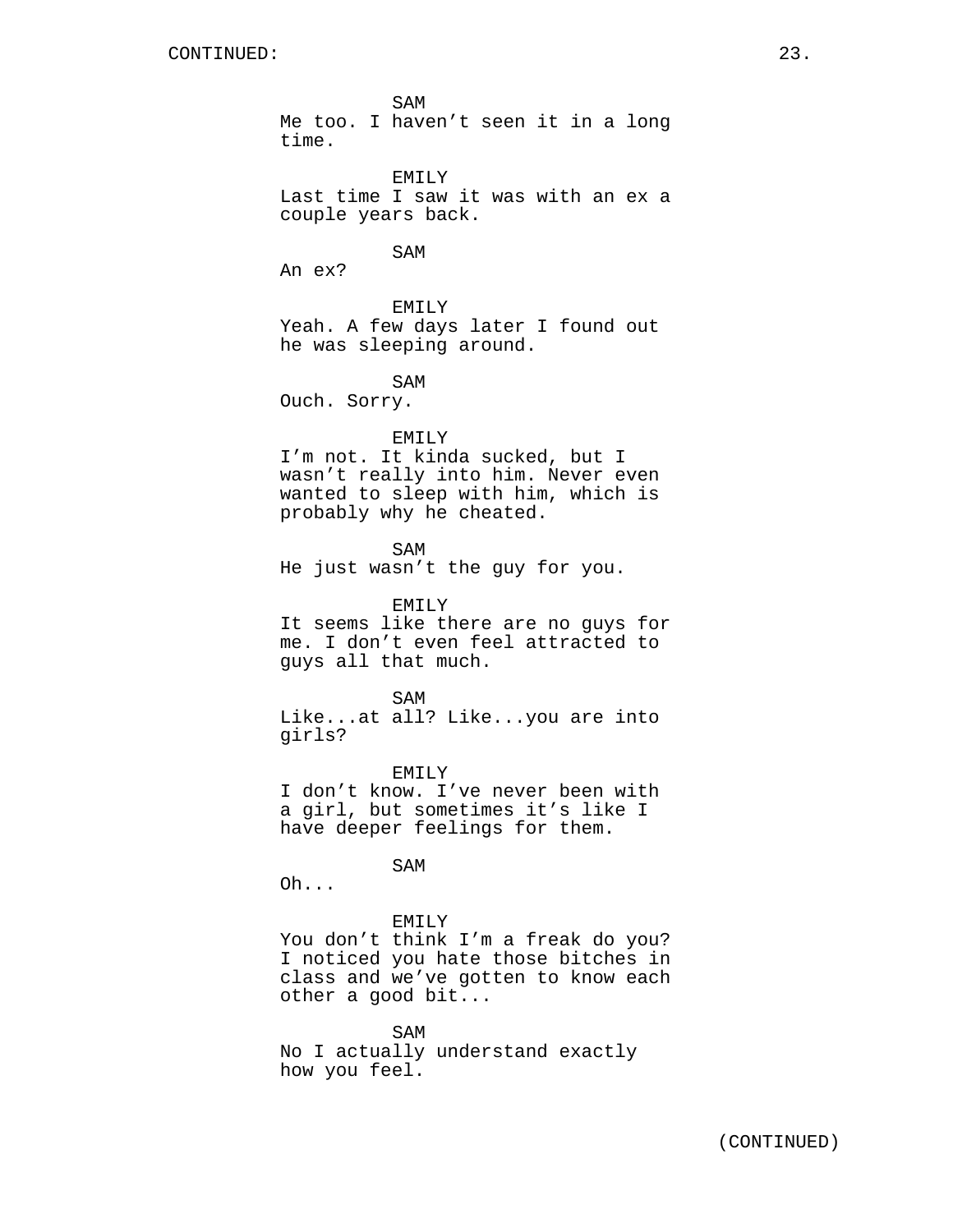SAM
Me too. I haven't seen it in a long time.

EMILY
Last time I saw it was with an ex a couple years back.

SAM
An ex?

EMILY
Yeah. A few days later I found out he was sleeping around.

SAM
Ouch. Sorry.

EMILY
I'm not. It kinda sucked, but I wasn't really into him. Never even wanted to sleep with him, which is probably why he cheated.

SAM
He just wasn't the guy for you.

EMILY
It seems like there are no guys for me. I don't even feel attracted to guys all that much.

SAM
Like...at all? Like...you are into girls?

EMILY
I don't know. I've never been with a girl, but sometimes it's like I have deeper feelings for them.

SAM
Oh...

EMILY
You don't think I'm a freak do you? I noticed you hate those bitches in class and we've gotten to know each other a good bit...

SAM
No I actually understand exactly how you feel.

(CONTINUED)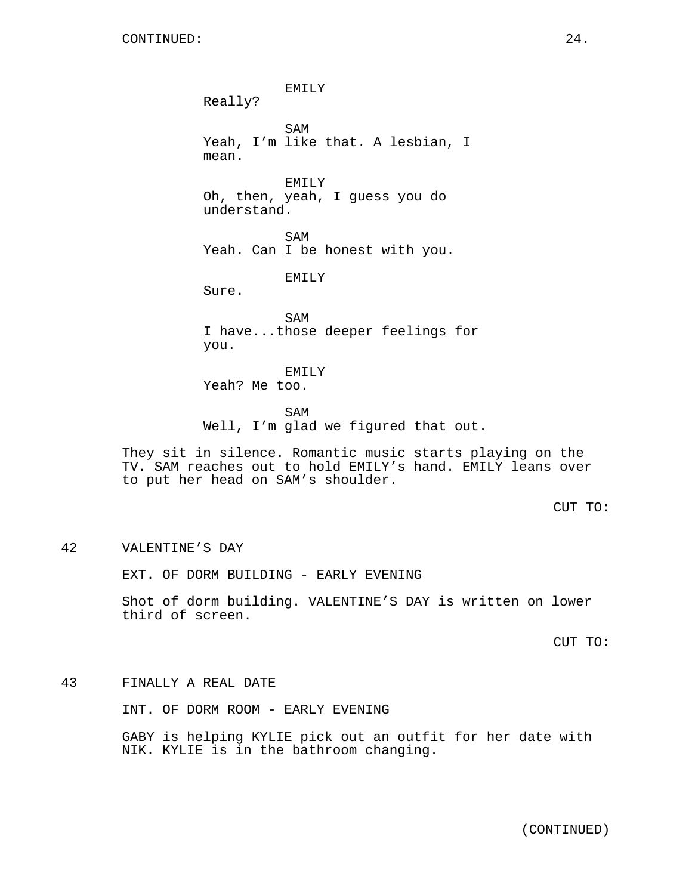CONTINUED:

EMILY
Really?

SAM
Yeah, I'm like that. A lesbian, I mean.

EMILY
Oh, then, yeah, I guess you do understand.

SAM
Yeah. Can I be honest with you.

EMILY
Sure.

SAM
I have...those deeper feelings for you.

EMILY
Yeah? Me too.

SAM
Well, I'm glad we figured that out.

They sit in silence. Romantic music starts playing on the TV. SAM reaches out to hold EMILY's hand. EMILY leans over to put her head on SAM's shoulder.

CUT TO:

42 VALENTINE'S DAY

EXT. OF DORM BUILDING - EARLY EVENING

Shot of dorm building. VALENTINE'S DAY is written on lower third of screen.

CUT TO:

43 FINALLY A REAL DATE

INT. OF DORM ROOM - EARLY EVENING

GABY is helping KYLIE pick out an outfit for her date with NIK. KYLIE is in the bathroom changing.

(CONTINUED)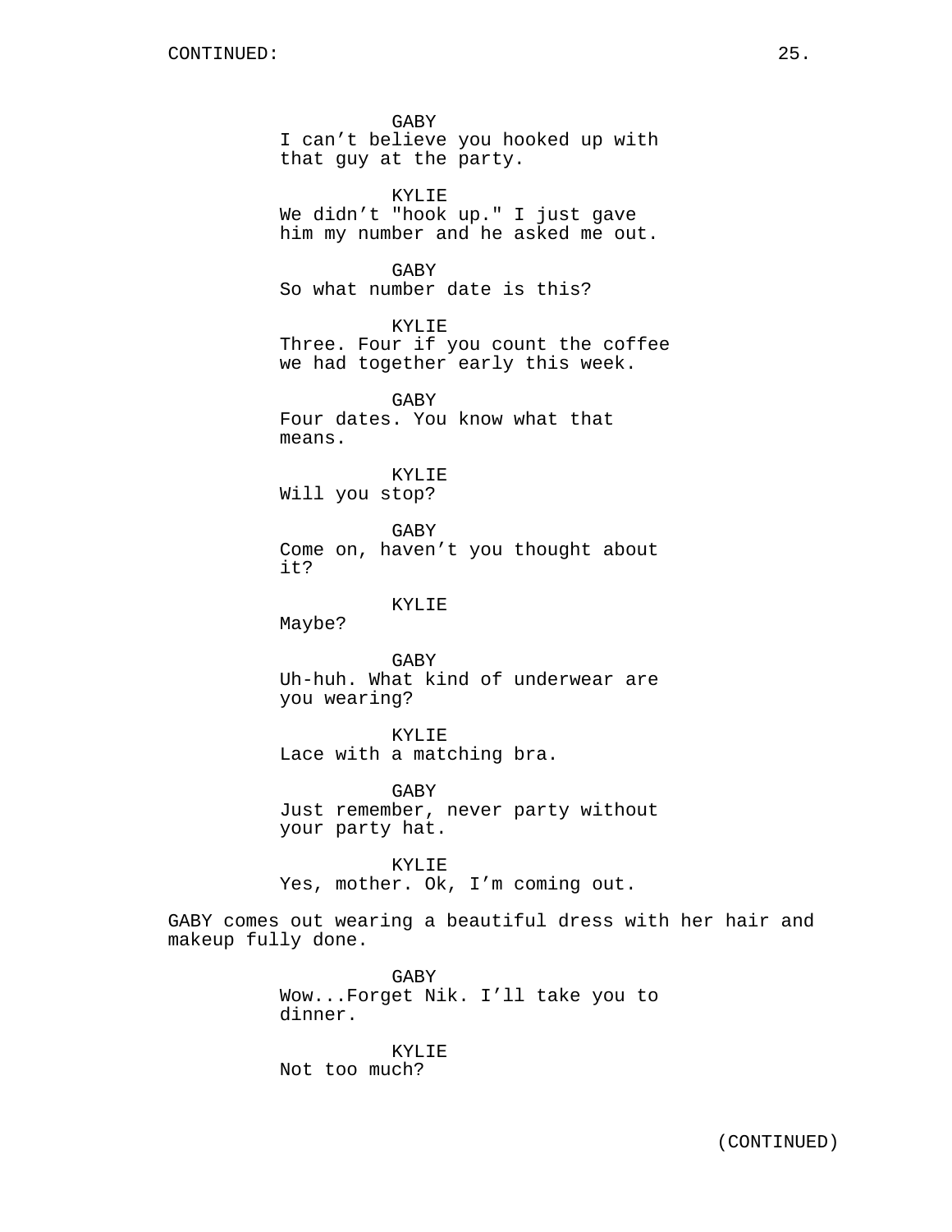GABY
I can't believe you hooked up with that guy at the party.

KYLIE
We didn't "hook up." I just gave him my number and he asked me out.

GABY
So what number date is this?

KYLIE
Three. Four if you count the coffee we had together early this week.

GABY
Four dates. You know what that means.

KYLIE
Will you stop?

GABY
Come on, haven't you thought about it?

KYLIE
Maybe?

GABY
Uh-huh. What kind of underwear are you wearing?

KYLIE
Lace with a matching bra.

GABY
Just remember, never party without your party hat.

KYLIE
Yes, mother. Ok, I'm coming out.

GABY comes out wearing a beautiful dress with her hair and makeup fully done.

GABY
Wow...Forget Nik. I'll take you to dinner.

KYLIE
Not too much?

(CONTINUED)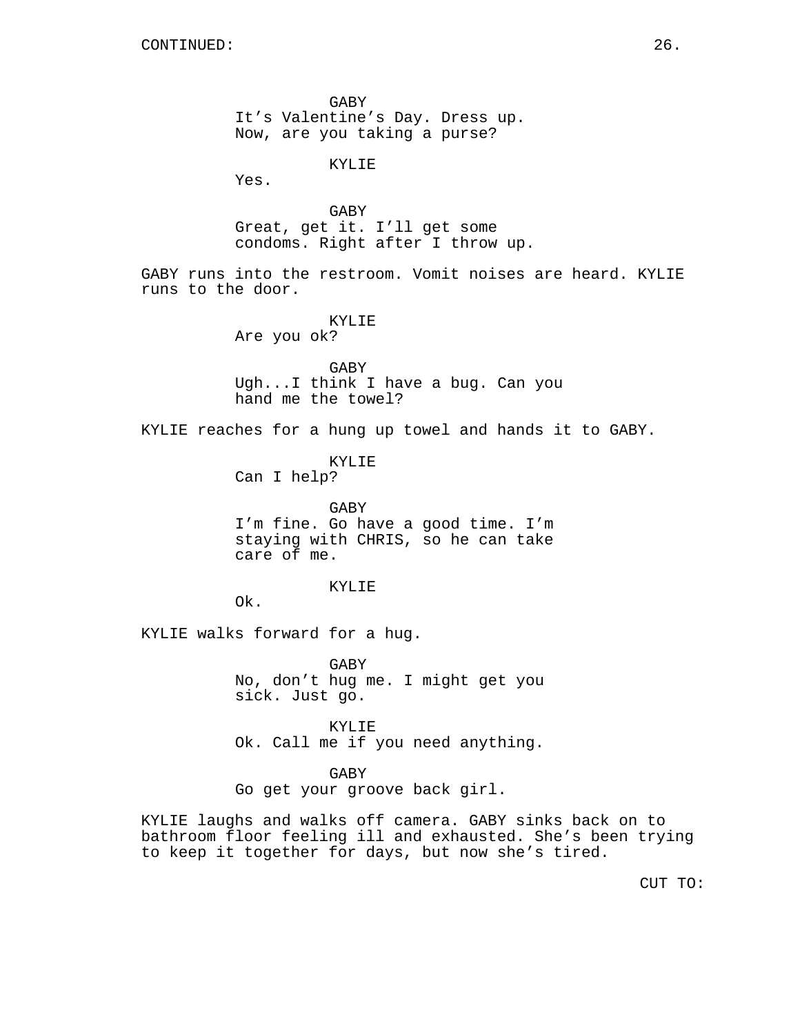CONTINUED:

GABY
It's Valentine's Day. Dress up.
Now, are you taking a purse?

KYLIE
Yes.

GABY
Great, get it. I'll get some
condoms. Right after I throw up.

GABY runs into the restroom. Vomit noises are heard. KYLIE runs to the door.

KYLIE
Are you ok?

GABY
Ugh...I think I have a bug. Can you
hand me the towel?

KYLIE reaches for a hung up towel and hands it to GABY.

KYLIE
Can I help?

GABY
I'm fine. Go have a good time. I'm
staying with CHRIS, so he can take
care of me.

KYLIE
Ok.

KYLIE walks forward for a hug.

GABY
No, don't hug me. I might get you
sick. Just go.

KYLIE
Ok. Call me if you need anything.

GABY
Go get your groove back girl.

KYLIE laughs and walks off camera. GABY sinks back on to bathroom floor feeling ill and exhausted. She's been trying to keep it together for days, but now she's tired.

CUT TO: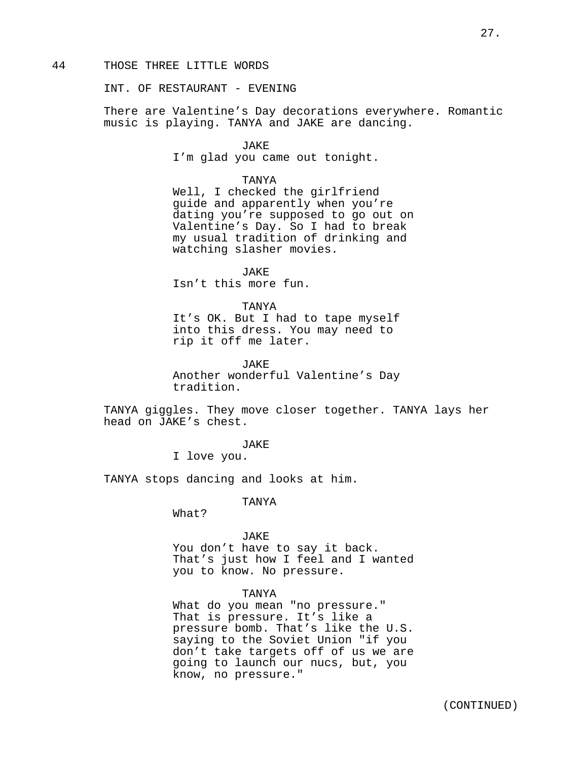44 THOSE THREE LITTLE WORDS

INT. OF RESTAURANT - EVENING

There are Valentine's Day decorations everywhere. Romantic music is playing. TANYA and JAKE are dancing.

JAKE
I'm glad you came out tonight.

TANYA
Well, I checked the girlfriend guide and apparently when you're dating you're supposed to go out on Valentine's Day. So I had to break my usual tradition of drinking and watching slasher movies.

JAKE
Isn't this more fun.

TANYA
It's OK. But I had to tape myself into this dress. You may need to rip it off me later.

JAKE
Another wonderful Valentine's Day tradition.

TANYA giggles. They move closer together. TANYA lays her head on JAKE's chest.

JAKE
I love you.

TANYA stops dancing and looks at him.

TANYA
What?

JAKE
You don't have to say it back. That's just how I feel and I wanted you to know. No pressure.

TANYA
What do you mean "no pressure." That is pressure. It's like a pressure bomb. That's like the U.S. saying to the Soviet Union "if you don't take targets off of us we are going to launch our nucs, but, you know, no pressure."

(CONTINUED)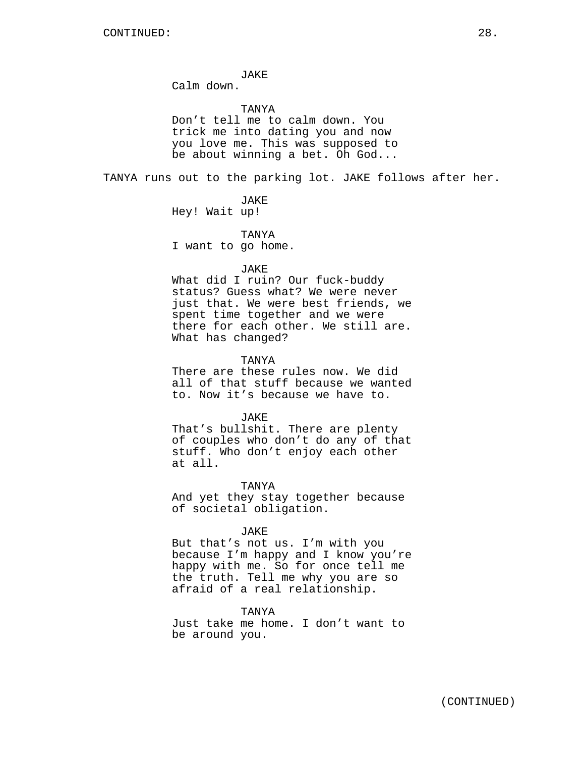JAKE
Calm down.

TANYA
Don't tell me to calm down. You trick me into dating you and now you love me. This was supposed to be about winning a bet. Oh God...

TANYA runs out to the parking lot. JAKE follows after her.

JAKE
Hey! Wait up!

TANYA
I want to go home.

JAKE
What did I ruin? Our fuck-buddy status? Guess what? We were never just that. We were best friends, we spent time together and we were there for each other. We still are. What has changed?

TANYA
There are these rules now. We did all of that stuff because we wanted to. Now it's because we have to.

JAKE
That's bullshit. There are plenty of couples who don't do any of that stuff. Who don't enjoy each other at all.

TANYA
And yet they stay together because of societal obligation.

JAKE
But that's not us. I'm with you because I'm happy and I know you're happy with me. So for once tell me the truth. Tell me why you are so afraid of a real relationship.

TANYA
Just take me home. I don't want to be around you.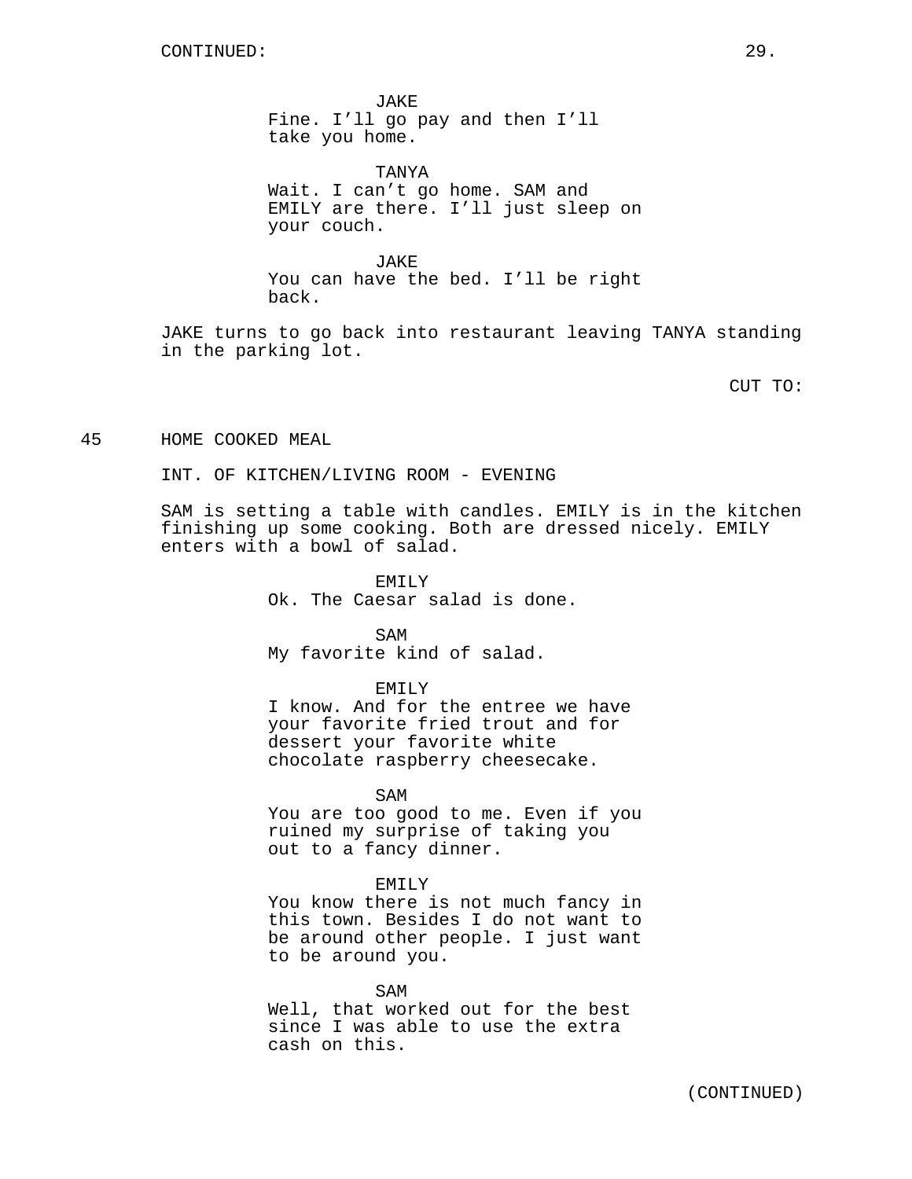JAKE
Fine. I'll go pay and then I'll take you home.

TANYA
Wait. I can't go home. SAM and EMILY are there. I'll just sleep on your couch.

JAKE
You can have the bed. I'll be right back.

JAKE turns to go back into restaurant leaving TANYA standing in the parking lot.

CUT TO:

45 HOME COOKED MEAL

INT. OF KITCHEN/LIVING ROOM - EVENING

SAM is setting a table with candles. EMILY is in the kitchen finishing up some cooking. Both are dressed nicely. EMILY enters with a bowl of salad.

EMILY
Ok. The Caesar salad is done.

SAM
My favorite kind of salad.

EMILY
I know. And for the entree we have your favorite fried trout and for dessert your favorite white chocolate raspberry cheesecake.

SAM
You are too good to me. Even if you ruined my surprise of taking you out to a fancy dinner.

EMILY
You know there is not much fancy in this town. Besides I do not want to be around other people. I just want to be around you.

SAM
Well, that worked out for the best since I was able to use the extra cash on this.

(CONTINUED)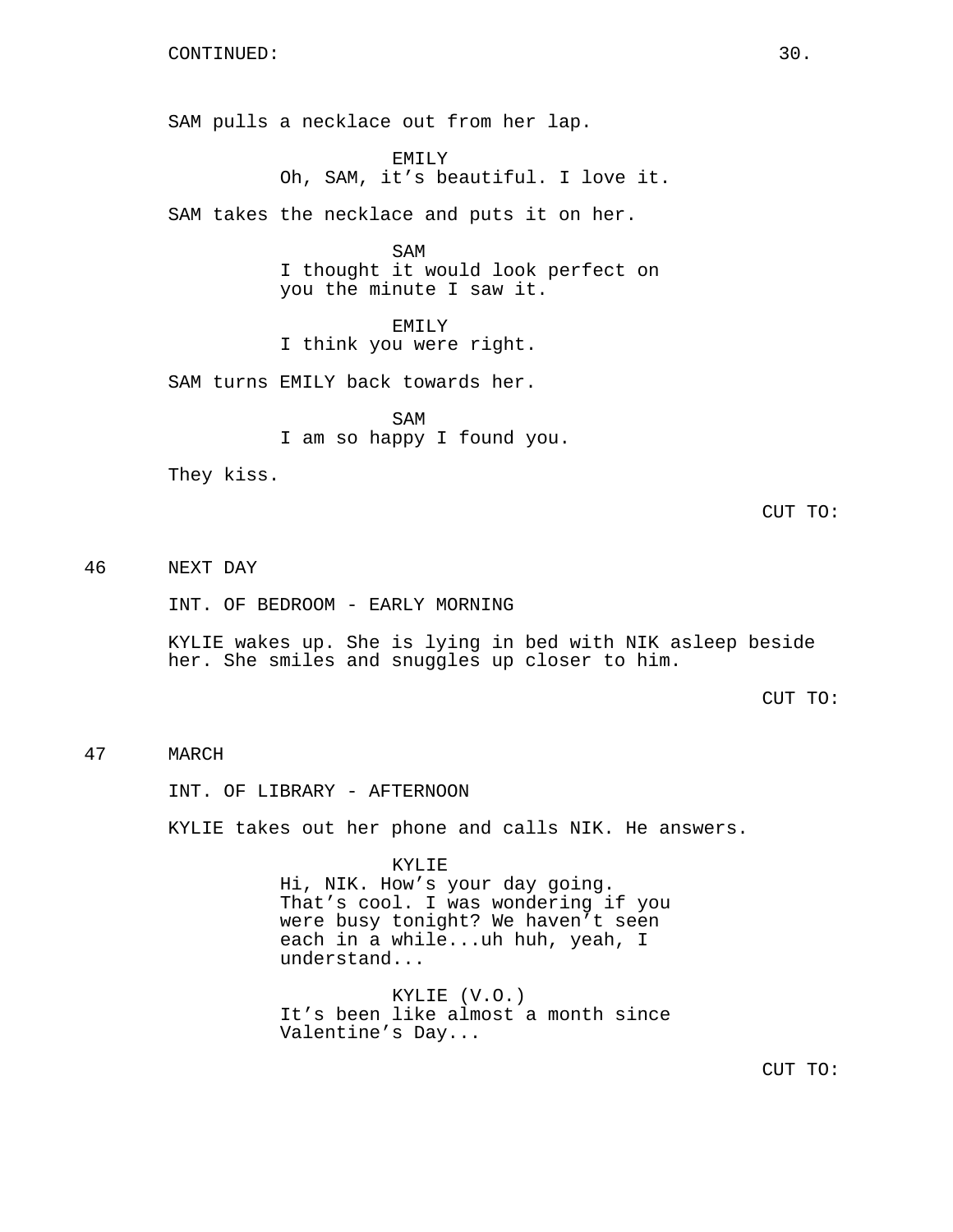CONTINUED:

SAM pulls a necklace out from her lap.

EMILY
Oh, SAM, it's beautiful. I love it.

SAM takes the necklace and puts it on her.

SAM
I thought it would look perfect on you the minute I saw it.

EMILY
I think you were right.

SAM turns EMILY back towards her.

SAM
I am so happy I found you.

They kiss.

CUT TO:

46 NEXT DAY

INT. OF BEDROOM - EARLY MORNING

KYLIE wakes up. She is lying in bed with NIK asleep beside her. She smiles and snuggles up closer to him.

CUT TO:

47 MARCH

INT. OF LIBRARY - AFTERNOON

KYLIE takes out her phone and calls NIK. He answers.

KYLIE
Hi, NIK. How's your day going. That's cool. I was wondering if you were busy tonight? We haven't seen each in a while...uh huh, yeah, I understand...

KYLIE (V.O.)
It's been like almost a month since Valentine's Day...

CUT TO: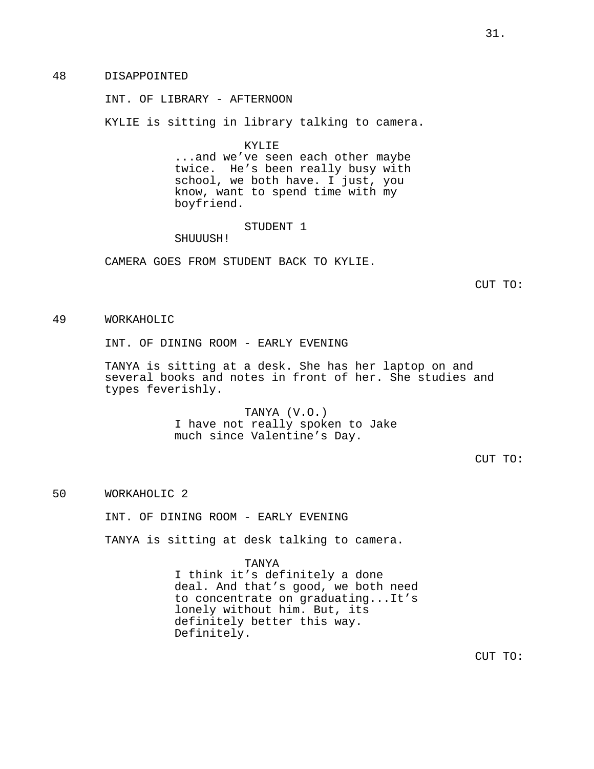48 DISAPPOINTED

INT. OF LIBRARY - AFTERNOON

KYLIE is sitting in library talking to camera.

KYLIE
...and we've seen each other maybe twice. He's been really busy with school, we both have. I just, you know, want to spend time with my boyfriend.

STUDENT 1
SHUUUSH!

CAMERA GOES FROM STUDENT BACK TO KYLIE.

CUT TO:

49 WORKAHOLIC

INT. OF DINING ROOM - EARLY EVENING

TANYA is sitting at a desk. She has her laptop on and several books and notes in front of her. She studies and types feverishly.

TANYA (V.O.)
I have not really spoken to Jake much since Valentine's Day.

CUT TO:

50 WORKAHOLIC 2

INT. OF DINING ROOM - EARLY EVENING

TANYA is sitting at desk talking to camera.

TANYA
I think it's definitely a done deal. And that's good, we both need to concentrate on graduating...It's lonely without him. But, its definitely better this way. Definitely.

CUT TO: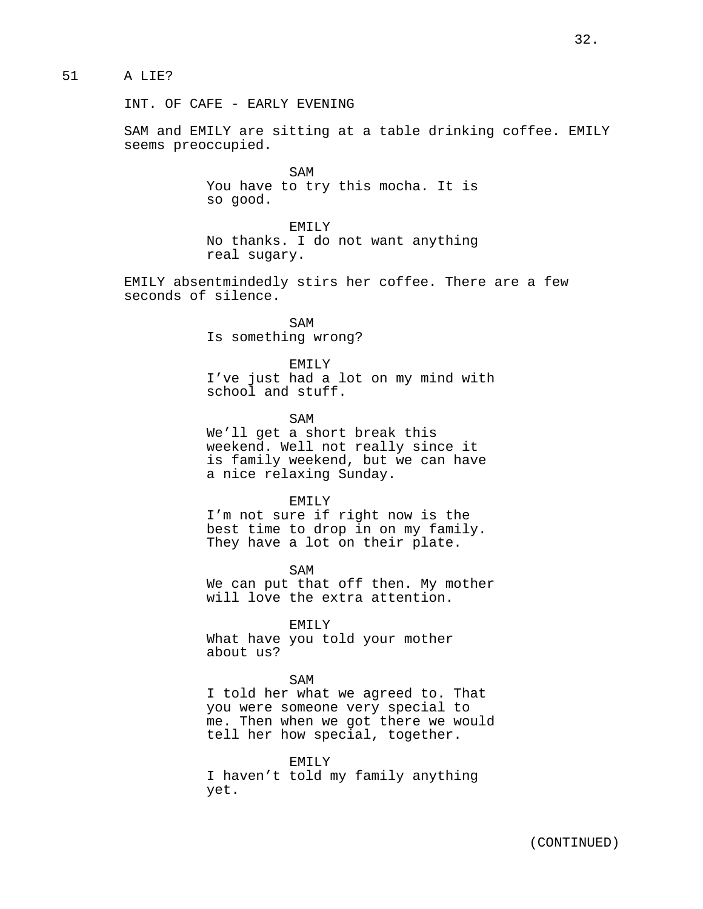51 A LIE?

INT. OF CAFE - EARLY EVENING

SAM and EMILY are sitting at a table drinking coffee. EMILY seems preoccupied.

SAM
You have to try this mocha. It is so good.

EMILY
No thanks. I do not want anything real sugary.

EMILY absentmindedly stirs her coffee. There are a few seconds of silence.

SAM
Is something wrong?

EMILY
I've just had a lot on my mind with school and stuff.

SAM
We'll get a short break this weekend. Well not really since it is family weekend, but we can have a nice relaxing Sunday.

EMILY
I'm not sure if right now is the best time to drop in on my family. They have a lot on their plate.

SAM
We can put that off then. My mother will love the extra attention.

EMILY
What have you told your mother about us?

SAM
I told her what we agreed to. That you were someone very special to me. Then when we got there we would tell her how special, together.

EMILY
I haven't told my family anything yet.

(CONTINUED)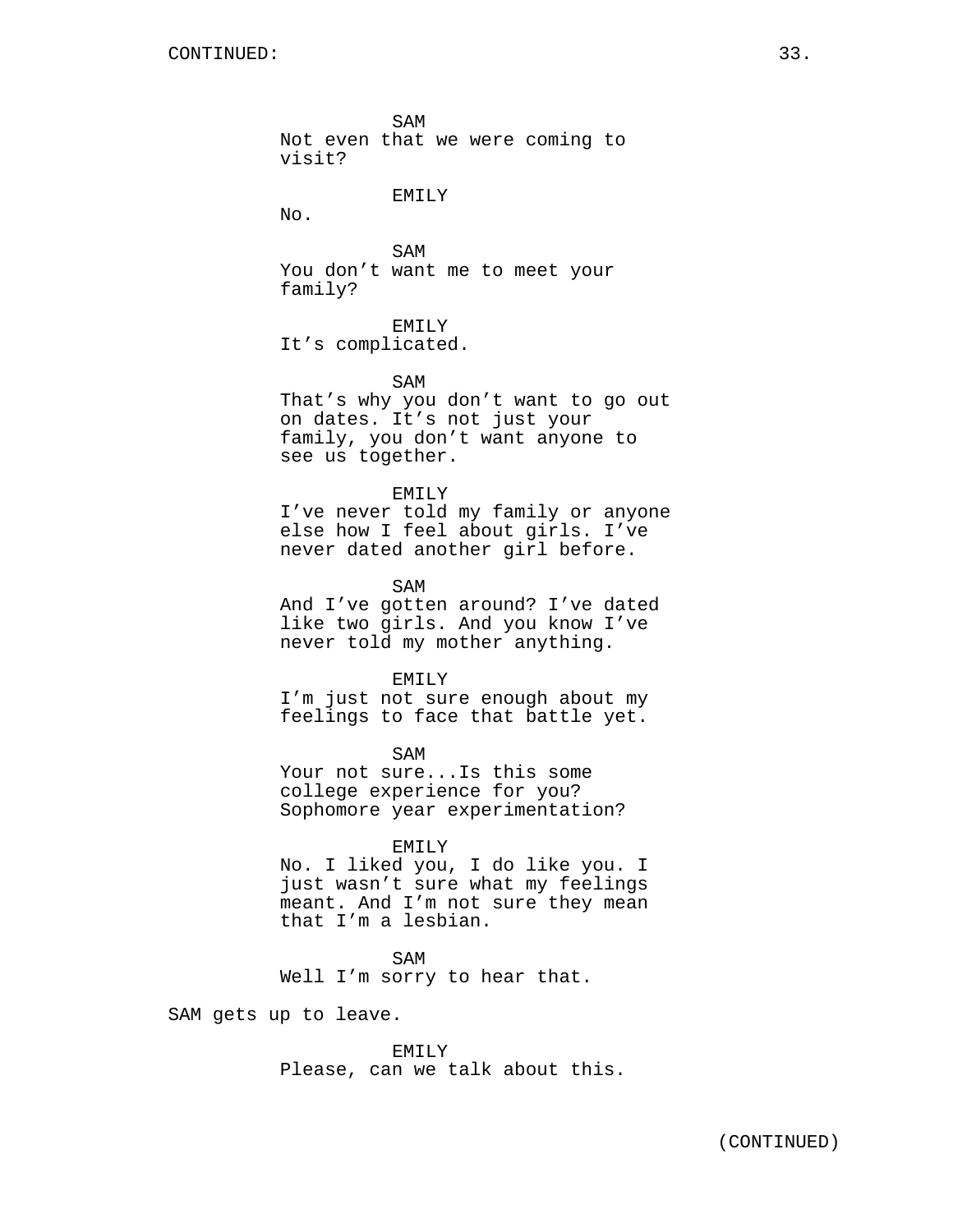SAM
Not even that we were coming to visit?

EMILY
No.

SAM
You don’t want me to meet your family?

EMILY
It’s complicated.

SAM
That’s why you don’t want to go out on dates. It’s not just your family, you don’t want anyone to see us together.

EMILY
I’ve never told my family or anyone else how I feel about girls. I’ve never dated another girl before.

SAM
And I’ve gotten around? I’ve dated like two girls. And you know I’ve never told my mother anything.

EMILY
I’m just not sure enough about my feelings to face that battle yet.

SAM
Your not sure...Is this some college experience for you? Sophomore year experimentation?

EMILY
No. I liked you, I do like you. I just wasn’t sure what my feelings meant. And I’m not sure they mean that I’m a lesbian.

SAM
Well I’m sorry to hear that.

SAM gets up to leave.

EMILY
Please, can we talk about this.

(CONTINUED)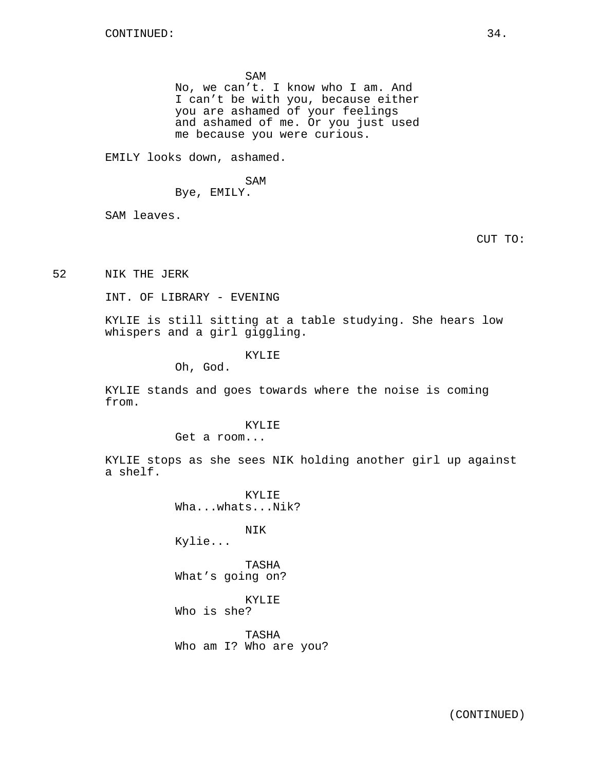SAM
No, we can’t. I know who I am. And I can’t be with you, because either you are ashamed of your feelings and ashamed of me. Or you just used me because you were curious.

EMILY looks down, ashamed.

SAM
Bye, EMILY.

SAM leaves.

CUT TO:

52 NIK THE JERK

INT. OF LIBRARY - EVENING

KYLIE is still sitting at a table studying. She hears low whispers and a girl giggling.

KYLIE
Oh, God.

KYLIE stands and goes towards where the noise is coming from.

KYLIE
Get a room...

KYLIE stops as she sees NIK holding another girl up against a shelf.

KYLIE
Wha...whats...Nik?

NIK
Kylie...

TASHA
What’s going on?

KYLIE
Who is she?

TASHA
Who am I? Who are you?

(CONTINUED)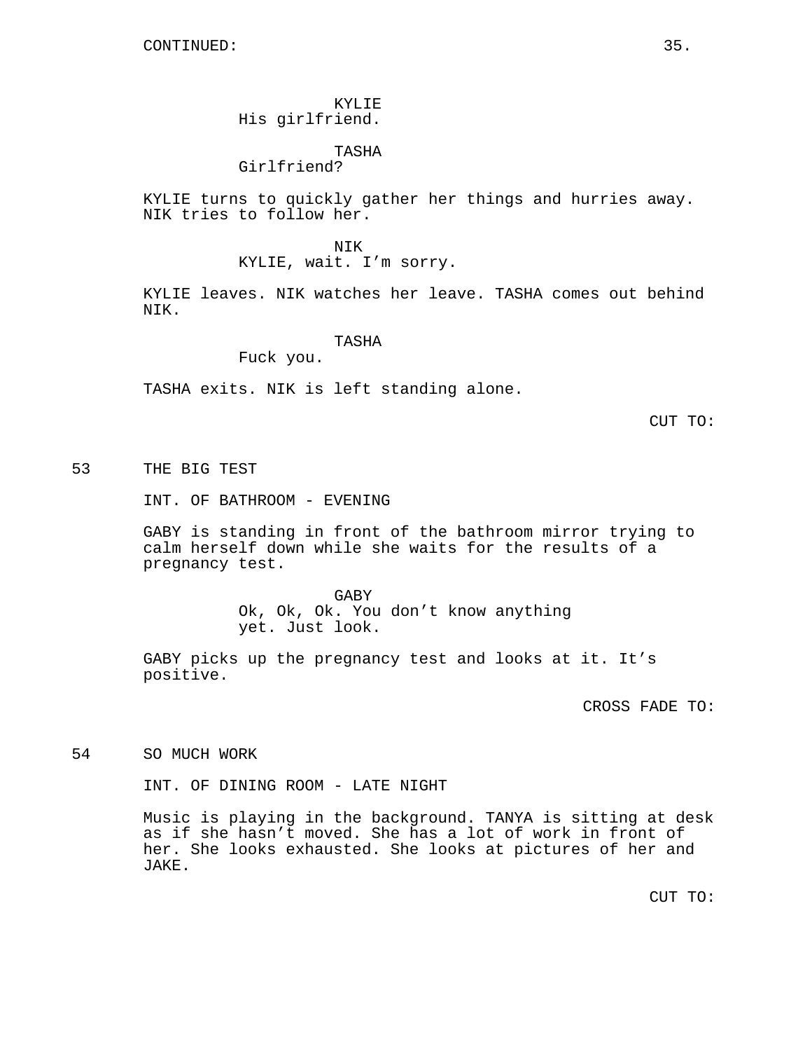CONTINUED:

KYLIE
His girlfriend.

TASHA
Girlfriend?

KYLIE turns to quickly gather her things and hurries away. NIK tries to follow her.

NIK
KYLIE, wait. I’m sorry.

KYLIE leaves. NIK watches her leave. TASHA comes out behind NIK.

TASHA
Fuck you.

TASHA exits. NIK is left standing alone.

CUT TO:

53 THE BIG TEST

INT. OF BATHROOM - EVENING

GABY is standing in front of the bathroom mirror trying to calm herself down while she waits for the results of a pregnancy test.

GABY
Ok, Ok, Ok. You don’t know anything yet. Just look.

GABY picks up the pregnancy test and looks at it. It’s positive.

CROSS FADE TO:

54 SO MUCH WORK

INT. OF DINING ROOM - LATE NIGHT

Music is playing in the background. TANYA is sitting at desk as if she hasn’t moved. She has a lot of work in front of her. She looks exhausted. She looks at pictures of her and JAKE.

CUT TO: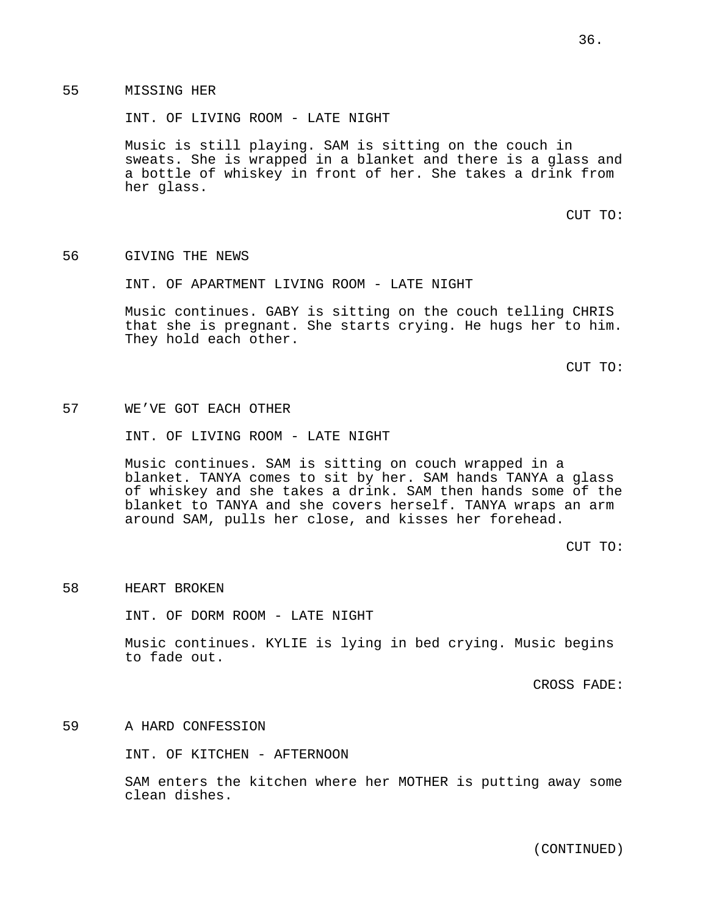55 MISSING HER

INT. OF LIVING ROOM - LATE NIGHT

Music is still playing. SAM is sitting on the couch in sweats. She is wrapped in a blanket and there is a glass and a bottle of whiskey in front of her. She takes a drink from her glass.

CUT TO:

56 GIVING THE NEWS

INT. OF APARTMENT LIVING ROOM - LATE NIGHT

Music continues. GABY is sitting on the couch telling CHRIS that she is pregnant. She starts crying. He hugs her to him. They hold each other.

CUT TO:

57 WE'VE GOT EACH OTHER

INT. OF LIVING ROOM - LATE NIGHT

Music continues. SAM is sitting on couch wrapped in a blanket. TANYA comes to sit by her. SAM hands TANYA a glass of whiskey and she takes a drink. SAM then hands some of the blanket to TANYA and she covers herself. TANYA wraps an arm around SAM, pulls her close, and kisses her forehead.

CUT TO:

58 HEART BROKEN

INT. OF DORM ROOM - LATE NIGHT

Music continues. KYLIE is lying in bed crying. Music begins to fade out.

CROSS FADE:

59 A HARD CONFESSION

INT. OF KITCHEN - AFTERNOON

SAM enters the kitchen where her MOTHER is putting away some clean dishes.

(CONTINUED)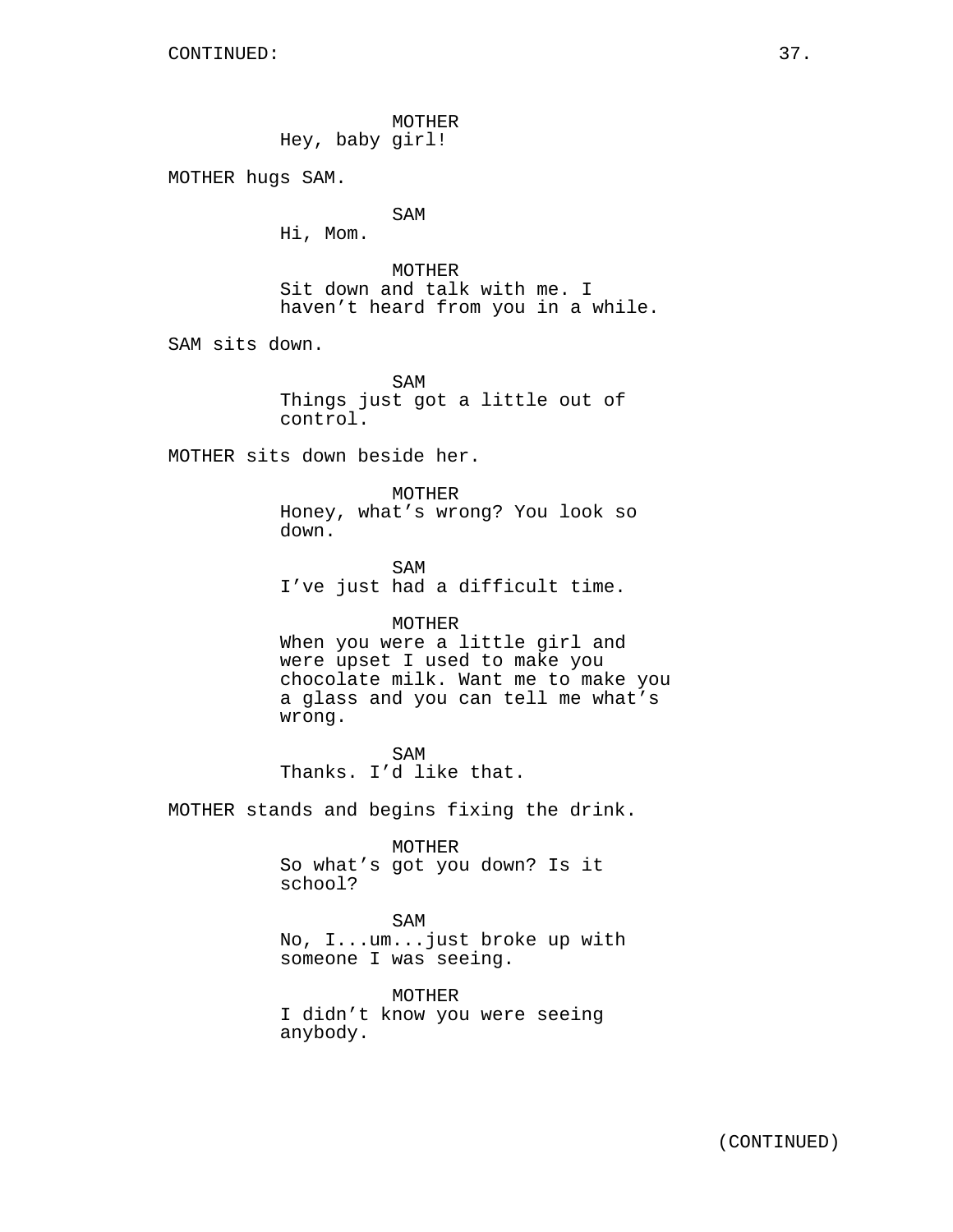MOTHER
Hey, baby girl!

MOTHER hugs SAM.

SAM
Hi, Mom.

MOTHER
Sit down and talk with me. I haven't heard from you in a while.

SAM sits down.

SAM
Things just got a little out of control.

MOTHER sits down beside her.

MOTHER
Honey, what's wrong? You look so down.

SAM
I've just had a difficult time.

MOTHER
When you were a little girl and were upset I used to make you chocolate milk. Want me to make you a glass and you can tell me what's wrong.

SAM
Thanks. I'd like that.

MOTHER stands and begins fixing the drink.

MOTHER
So what's got you down? Is it school?

SAM
No, I...um...just broke up with someone I was seeing.

MOTHER
I didn't know you were seeing anybody.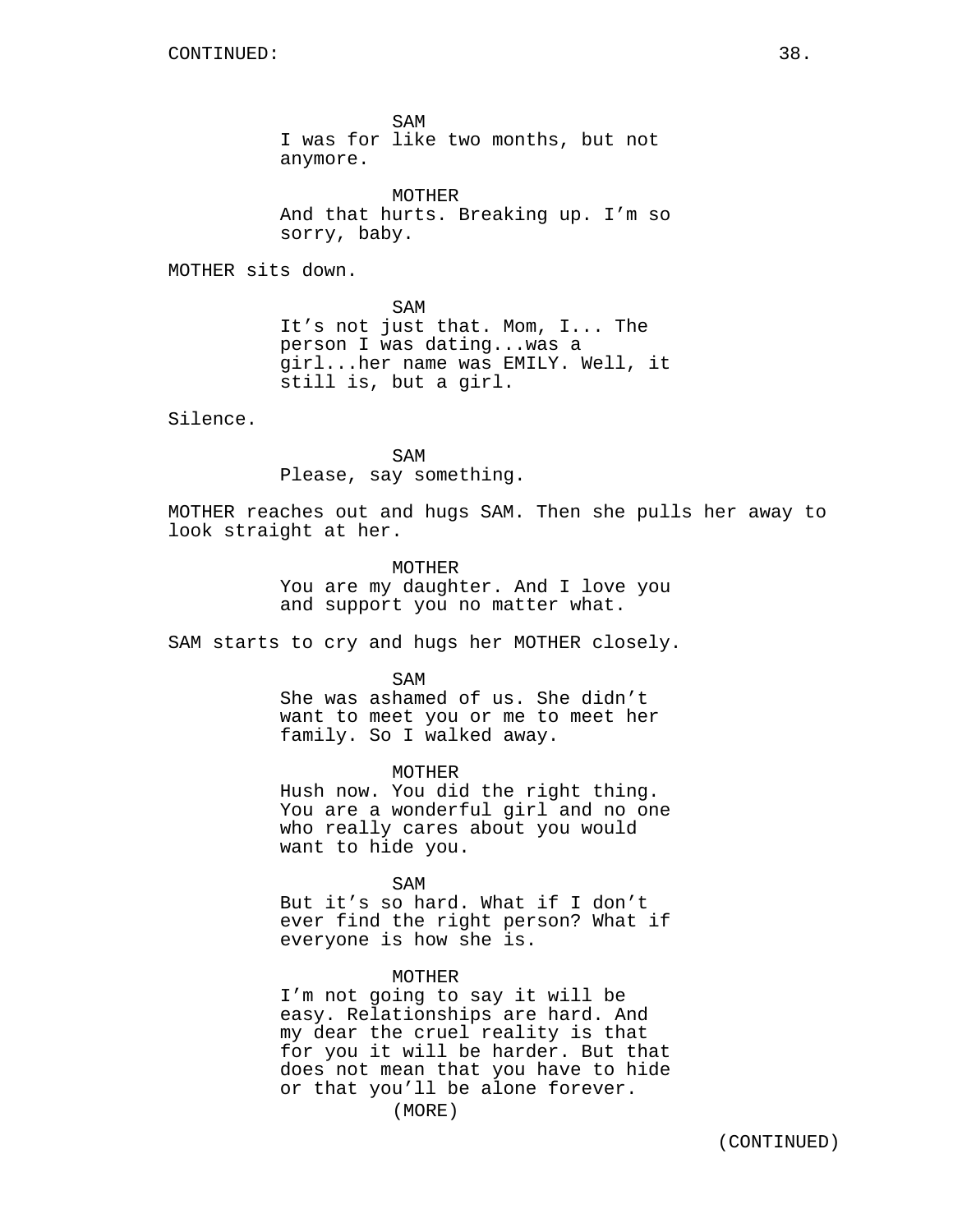SAM
I was for like two months, but not anymore.

MOTHER
And that hurts. Breaking up. I'm so sorry, baby.

MOTHER sits down.

SAM
It's not just that. Mom, I... The person I was dating...was a girl...her name was EMILY. Well, it still is, but a girl.

Silence.

SAM
Please, say something.

MOTHER reaches out and hugs SAM. Then she pulls her away to look straight at her.

MOTHER
You are my daughter. And I love you and support you no matter what.

SAM starts to cry and hugs her MOTHER closely.

SAM
She was ashamed of us. She didn't want to meet you or me to meet her family. So I walked away.

MOTHER
Hush now. You did the right thing. You are a wonderful girl and no one who really cares about you would want to hide you.

SAM
But it's so hard. What if I don't ever find the right person? What if everyone is how she is.

MOTHER
I'm not going to say it will be easy. Relationships are hard. And my dear the cruel reality is that for you it will be harder. But that does not mean that you have to hide or that you'll be alone forever.
(MORE)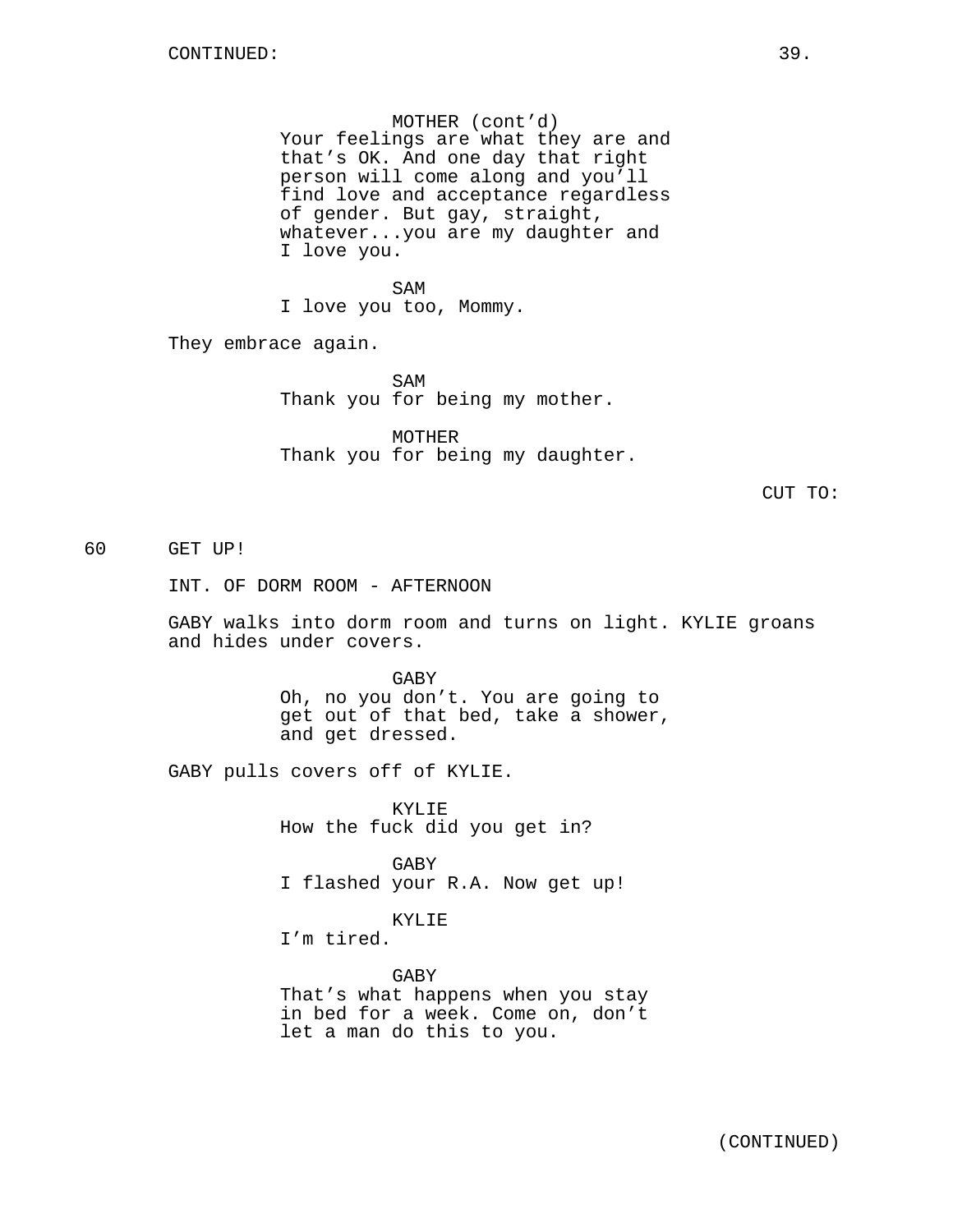MOTHER (cont'd)
Your feelings are what they are and that's OK. And one day that right person will come along and you'll find love and acceptance regardless of gender. But gay, straight, whatever...you are my daughter and I love you.

SAM
I love you too, Mommy.

They embrace again.

SAM
Thank you for being my mother.

MOTHER
Thank you for being my daughter.

CUT TO:

60 GET UP!

INT. OF DORM ROOM - AFTERNOON

GABY walks into dorm room and turns on light. KYLIE groans and hides under covers.

GABY
Oh, no you don't. You are going to get out of that bed, take a shower, and get dressed.

GABY pulls covers off of KYLIE.

KYLIE
How the fuck did you get in?

GABY
I flashed your R.A. Now get up!

KYLIE
I'm tired.

GABY
That's what happens when you stay in bed for a week. Come on, don't let a man do this to you.

(CONTINUED)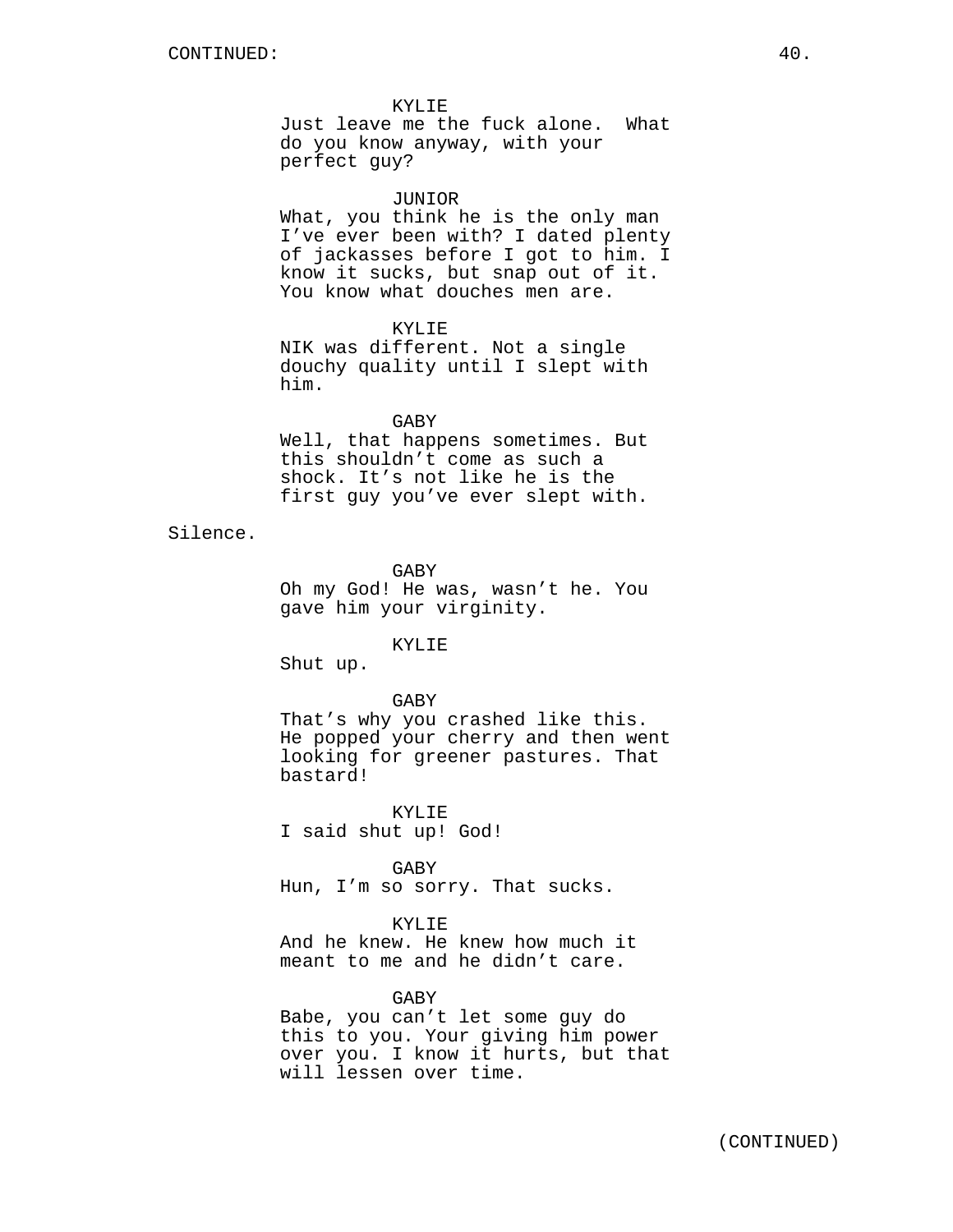KYLIE
Just leave me the fuck alone. What do you know anyway, with your perfect guy?

JUNIOR
What, you think he is the only man I've ever been with? I dated plenty of jackasses before I got to him. I know it sucks, but snap out of it. You know what douches men are.

KYLIE
NIK was different. Not a single douchy quality until I slept with him.

GABY
Well, that happens sometimes. But this shouldn't come as such a shock. It's not like he is the first guy you've ever slept with.

Silence.

GABY
Oh my God! He was, wasn't he. You gave him your virginity.

KYLIE
Shut up.

GABY
That's why you crashed like this. He popped your cherry and then went looking for greener pastures. That bastard!

KYLIE
I said shut up! God!

GABY
Hun, I'm so sorry. That sucks.

KYLIE
And he knew. He knew how much it meant to me and he didn't care.

GABY
Babe, you can't let some guy do this to you. Your giving him power over you. I know it hurts, but that will lessen over time.

(CONTINUED)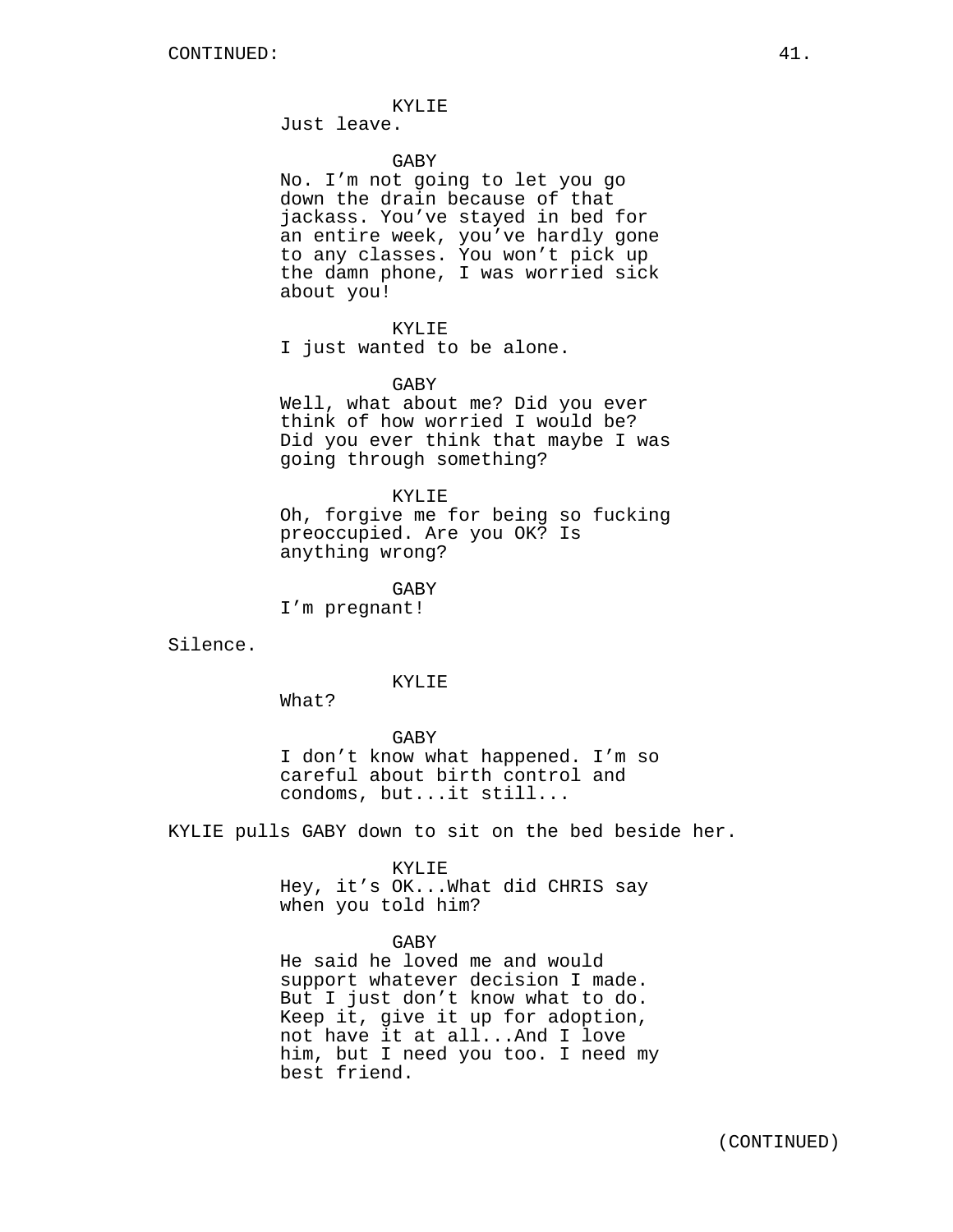KYLIE
Just leave.

GABY
No. I'm not going to let you go down the drain because of that jackass. You've stayed in bed for an entire week, you've hardly gone to any classes. You won't pick up the damn phone, I was worried sick about you!

KYLIE
I just wanted to be alone.

GABY
Well, what about me? Did you ever think of how worried I would be? Did you ever think that maybe I was going through something?

KYLIE
Oh, forgive me for being so fucking preoccupied. Are you OK? Is anything wrong?

GABY
I'm pregnant!

Silence.

KYLIE
What?

GABY
I don't know what happened. I'm so careful about birth control and condoms, but...it still...

KYLIE pulls GABY down to sit on the bed beside her.

KYLIE
Hey, it's OK...What did CHRIS say when you told him?

GABY
He said he loved me and would support whatever decision I made. But I just don't know what to do. Keep it, give it up for adoption, not have it at all...And I love him, but I need you too. I need my best friend.

(CONTINUED)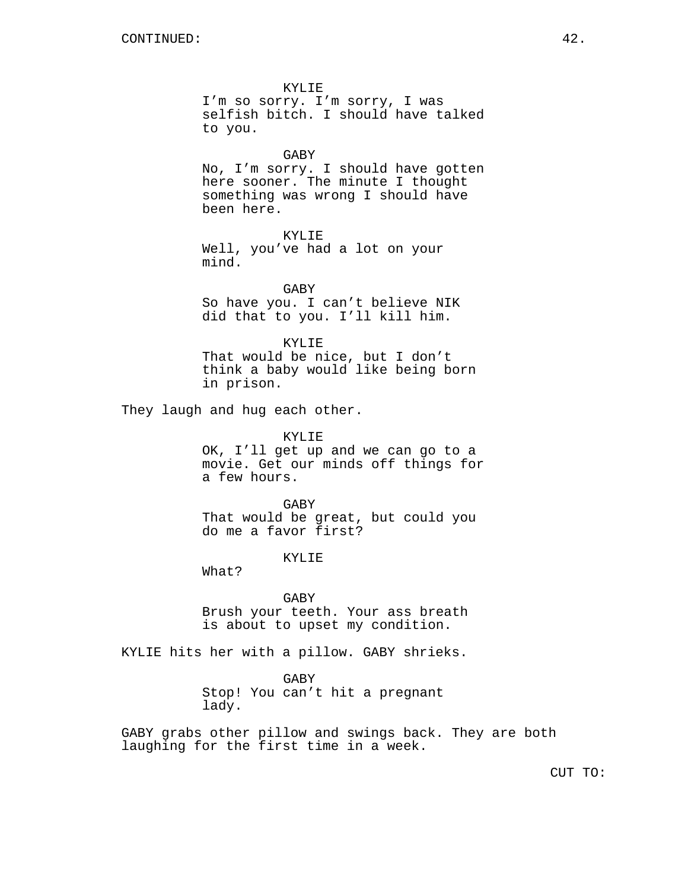KYLIE
I'm so sorry. I'm sorry, I was selfish bitch. I should have talked to you.

GABY
No, I'm sorry. I should have gotten here sooner. The minute I thought something was wrong I should have been here.

KYLIE
Well, you've had a lot on your mind.

GABY
So have you. I can't believe NIK did that to you. I'll kill him.

KYLIE
That would be nice, but I don't think a baby would like being born in prison.

They laugh and hug each other.

KYLIE
OK, I'll get up and we can go to a movie. Get our minds off things for a few hours.

GABY
That would be great, but could you do me a favor first?

KYLIE
What?

GABY
Brush your teeth. Your ass breath is about to upset my condition.

KYLIE hits her with a pillow. GABY shrieks.

GABY
Stop! You can't hit a pregnant lady.

GABY grabs other pillow and swings back. They are both laughing for the first time in a week.

CUT TO: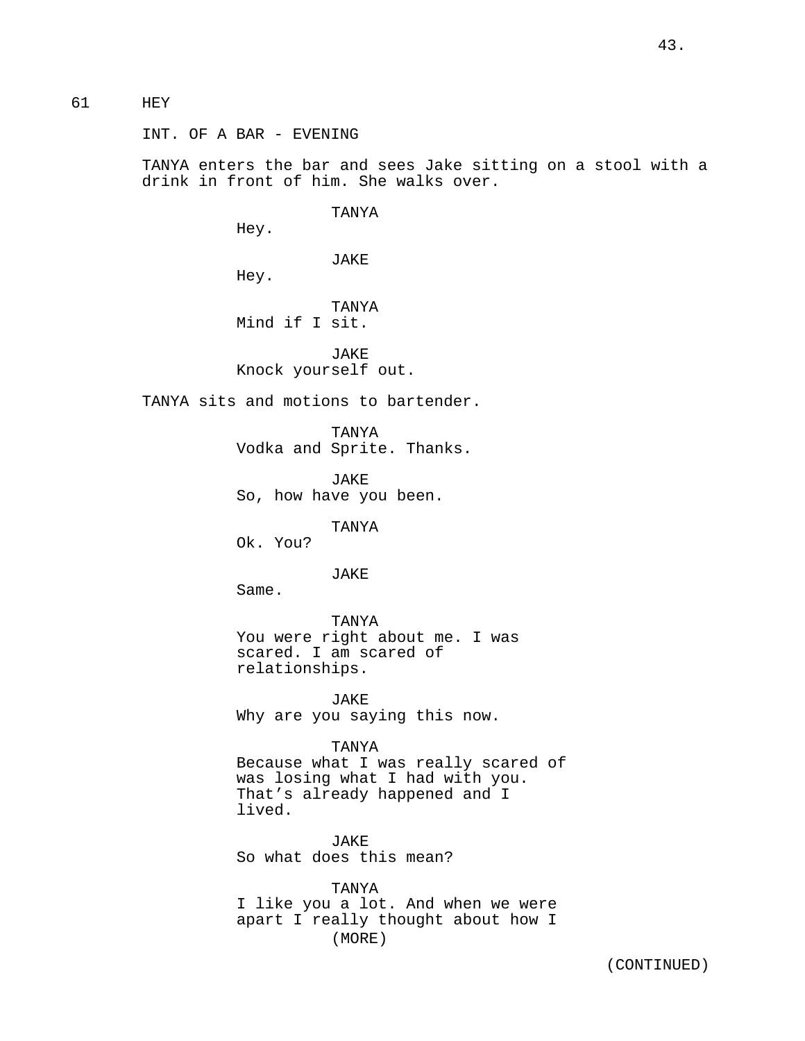61 HEY

INT. OF A BAR - EVENING

TANYA enters the bar and sees Jake sitting on a stool with a drink in front of him. She walks over.

TANYA
Hey.

JAKE
Hey.

TANYA
Mind if I sit.

JAKE
Knock yourself out.

TANYA sits and motions to bartender.

TANYA
Vodka and Sprite. Thanks.

JAKE
So, how have you been.

TANYA
Ok. You?

JAKE
Same.

TANYA
You were right about me. I was scared. I am scared of relationships.

JAKE
Why are you saying this now.

TANYA
Because what I was really scared of was losing what I had with you. That's already happened and I lived.

JAKE
So what does this mean?

TANYA
I like you a lot. And when we were apart I really thought about how I
(MORE)

(CONTINUED)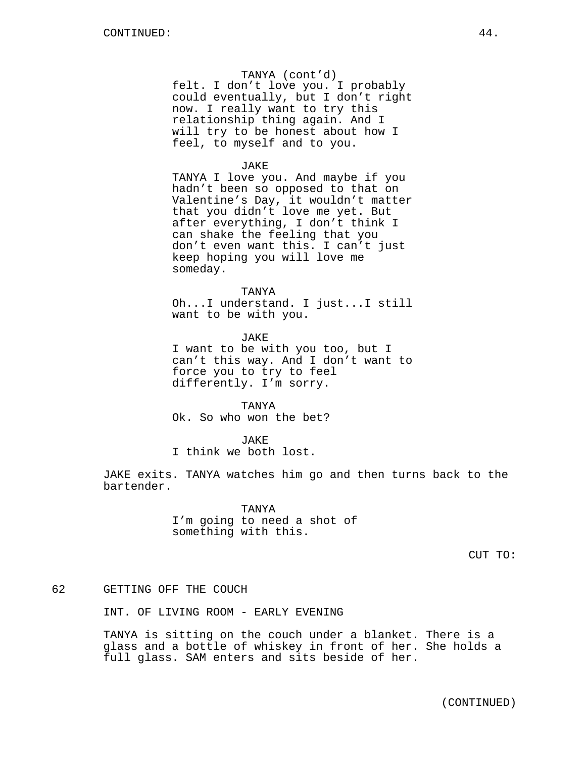TANYA (cont'd)
felt. I don't love you. I probably could eventually, but I don't right now. I really want to try this relationship thing again. And I will try to be honest about how I feel, to myself and to you.

JAKE
TANYA I love you. And maybe if you hadn't been so opposed to that on Valentine's Day, it wouldn't matter that you didn't love me yet. But after everything, I don't think I can shake the feeling that you don't even want this. I can't just keep hoping you will love me someday.

TANYA
Oh...I understand. I just...I still want to be with you.

JAKE
I want to be with you too, but I can't this way. And I don't want to force you to try to feel differently. I'm sorry.

TANYA
Ok. So who won the bet?

JAKE
I think we both lost.

JAKE exits. TANYA watches him go and then turns back to the bartender.

TANYA
I'm going to need a shot of something with this.

CUT TO:

62 GETTING OFF THE COUCH

INT. OF LIVING ROOM - EARLY EVENING

TANYA is sitting on the couch under a blanket. There is a glass and a bottle of whiskey in front of her. She holds a full glass. SAM enters and sits beside of her.

(CONTINUED)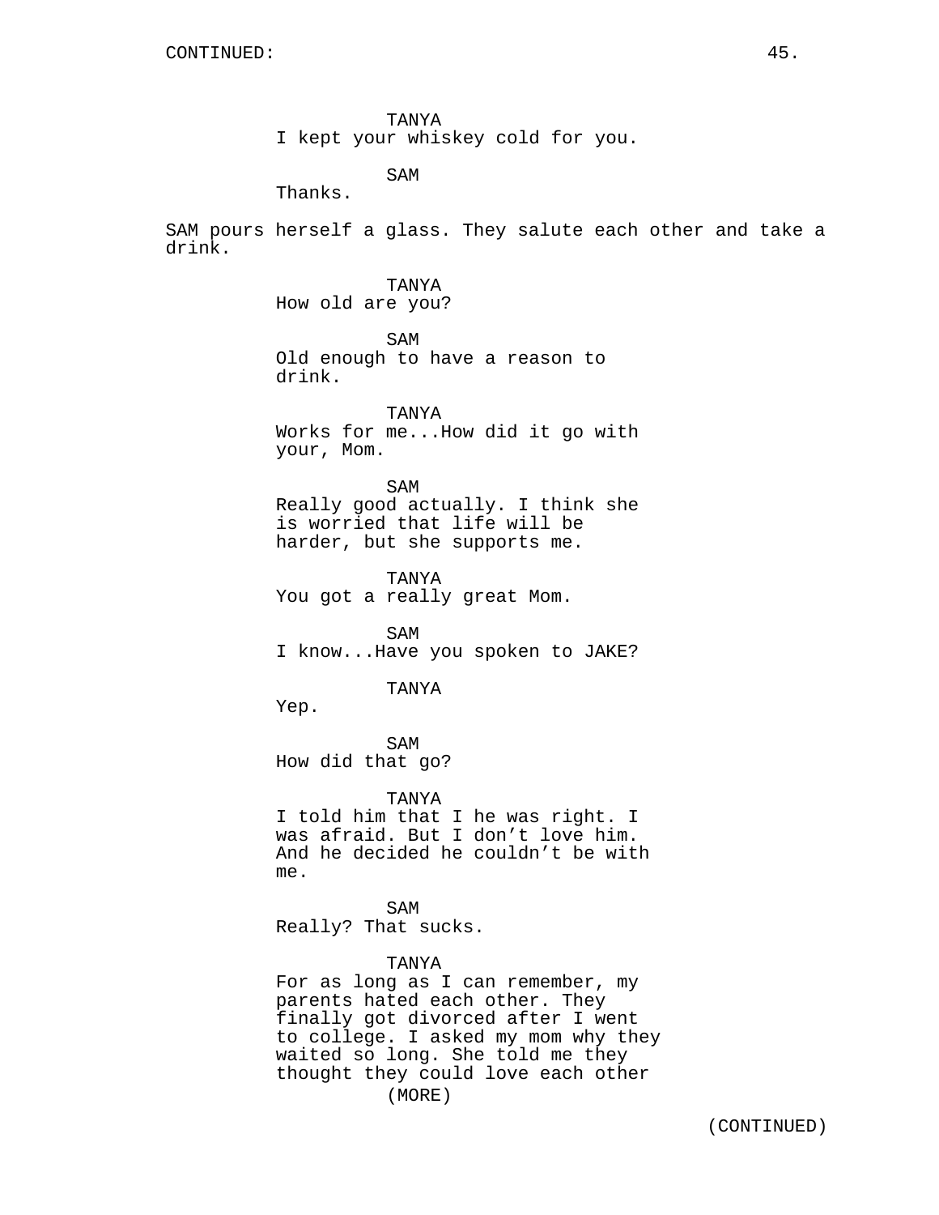TANYA
I kept your whiskey cold for you.

SAM
Thanks.

SAM pours herself a glass. They salute each other and take a drink.

TANYA
How old are you?

SAM
Old enough to have a reason to drink.

TANYA
Works for me...How did it go with your, Mom.

SAM
Really good actually. I think she is worried that life will be harder, but she supports me.

TANYA
You got a really great Mom.

SAM
I know...Have you spoken to JAKE?

TANYA
Yep.

SAM
How did that go?

TANYA
I told him that I he was right. I was afraid. But I don't love him. And he decided he couldn't be with me.

SAM
Really? That sucks.

TANYA
For as long as I can remember, my parents hated each other. They finally got divorced after I went to college. I asked my mom why they waited so long. She told me they thought they could love each other
(MORE)

(CONTINUED)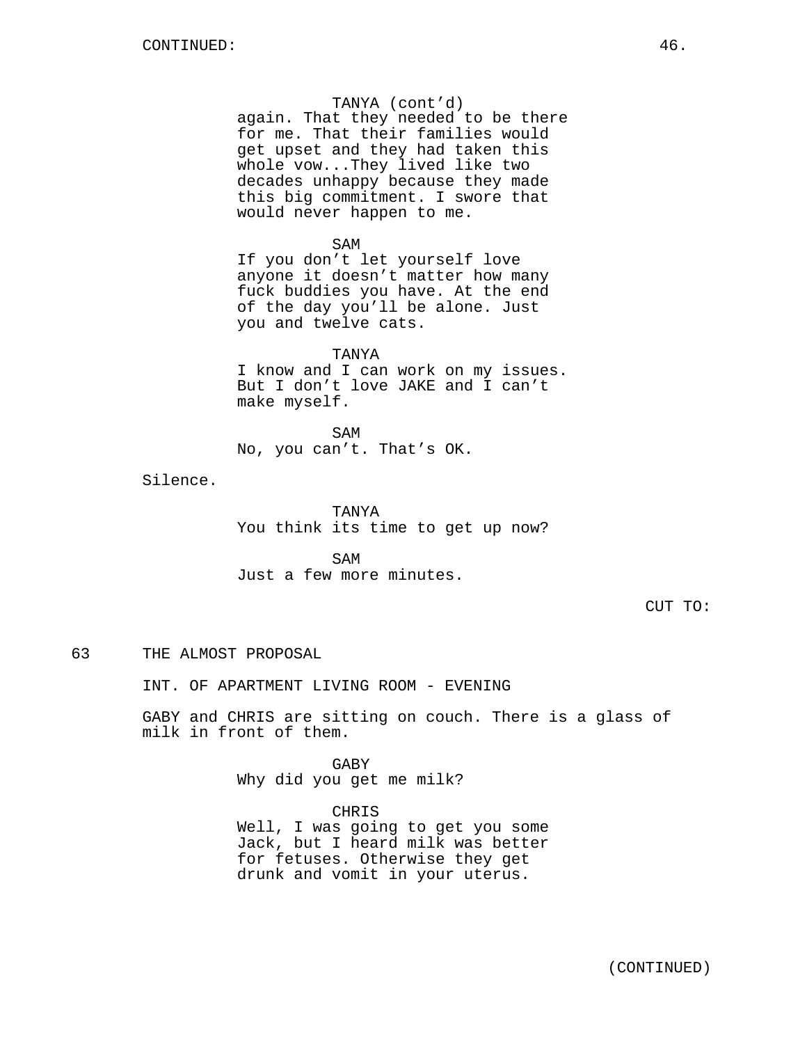TANYA (cont'd)
again. That they needed to be there for me. That their families would get upset and they had taken this whole vow...They lived like two decades unhappy because they made this big commitment. I swore that would never happen to me.

SAM
If you don't let yourself love anyone it doesn't matter how many fuck buddies you have. At the end of the day you'll be alone. Just you and twelve cats.

TANYA
I know and I can work on my issues. But I don't love JAKE and I can't make myself.

SAM
No, you can't. That's OK.

Silence.

TANYA
You think its time to get up now?

SAM
Just a few more minutes.

CUT TO:

63 THE ALMOST PROPOSAL

INT. OF APARTMENT LIVING ROOM - EVENING

GABY and CHRIS are sitting on couch. There is a glass of milk in front of them.

GABY
Why did you get me milk?

CHRIS
Well, I was going to get you some Jack, but I heard milk was better for fetuses. Otherwise they get drunk and vomit in your uterus.

(CONTINUED)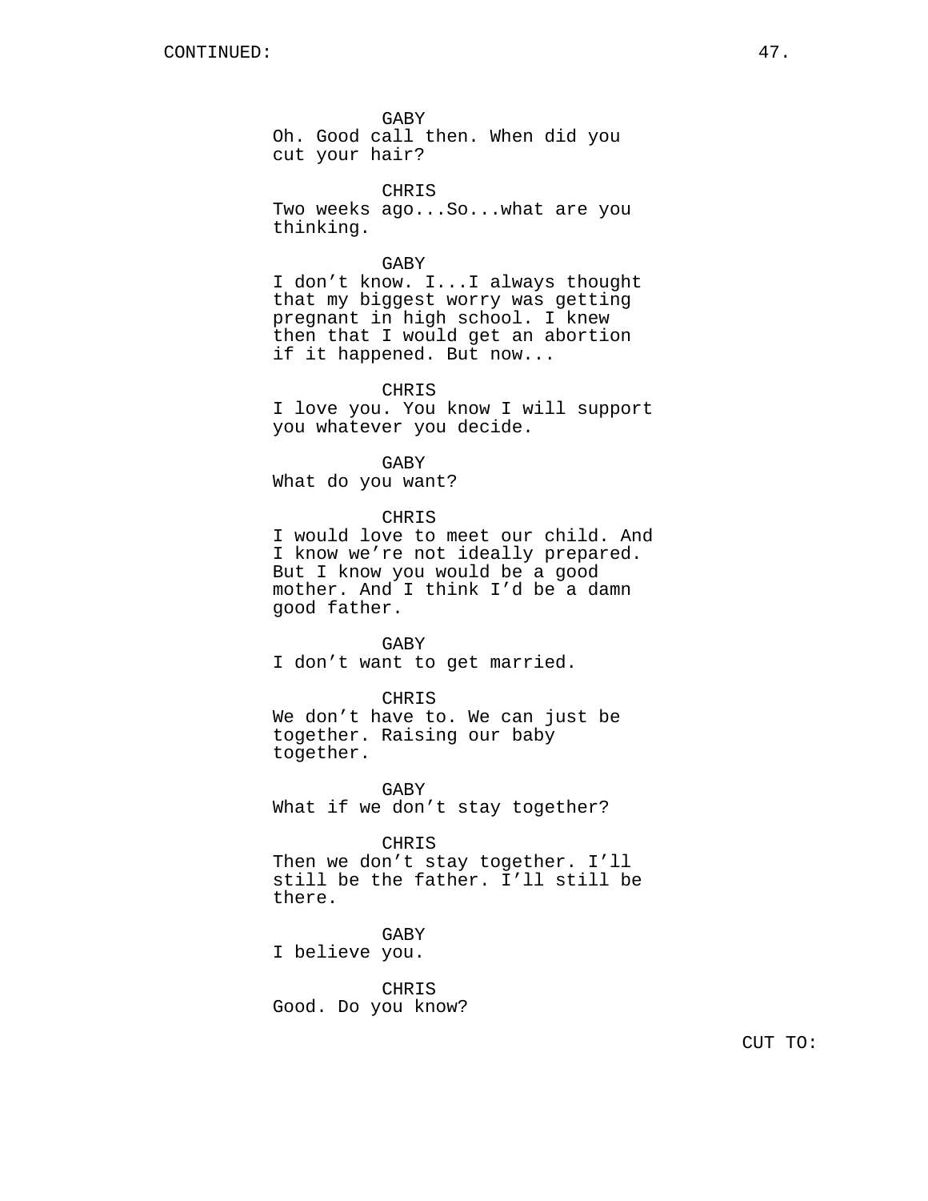CONTINUED:

GABY
Oh. Good call then. When did you cut your hair?

CHRIS
Two weeks ago...So...what are you thinking.

GABY
I don't know. I...I always thought that my biggest worry was getting pregnant in high school. I knew then that I would get an abortion if it happened. But now...

CHRIS
I love you. You know I will support you whatever you decide.

GABY
What do you want?

CHRIS
I would love to meet our child. And I know we're not ideally prepared. But I know you would be a good mother. And I think I'd be a damn good father.

GABY
I don't want to get married.

CHRIS
We don't have to. We can just be together. Raising our baby together.

GABY
What if we don't stay together?

CHRIS
Then we don't stay together. I'll still be the father. I'll still be there.

GABY
I believe you.

CHRIS
Good. Do you know?

CUT TO: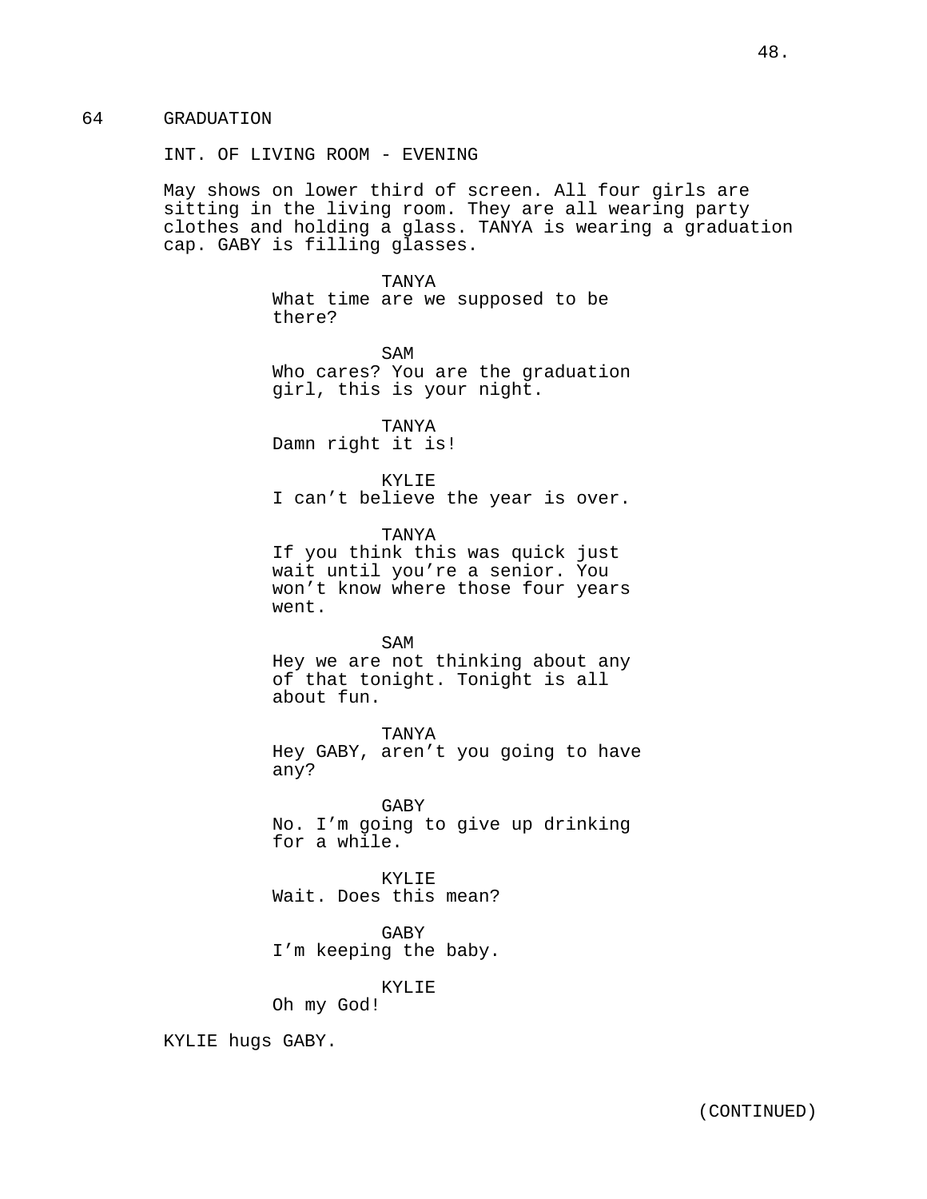64 GRADUATION

INT. OF LIVING ROOM - EVENING

May shows on lower third of screen. All four girls are sitting in the living room. They are all wearing party clothes and holding a glass. TANYA is wearing a graduation cap. GABY is filling glasses.

TANYA
What time are we supposed to be there?

SAM
Who cares? You are the graduation girl, this is your night.

TANYA
Damn right it is!

KYLIE
I can’t believe the year is over.

TANYA
If you think this was quick just wait until you’re a senior. You won’t know where those four years went.

SAM
Hey we are not thinking about any of that tonight. Tonight is all about fun.

TANYA
Hey GABY, aren’t you going to have any?

GABY
No. I’m going to give up drinking for a while.

KYLIE
Wait. Does this mean?

GABY
I’m keeping the baby.

KYLIE
Oh my God!

KYLIE hugs GABY.

(CONTINUED)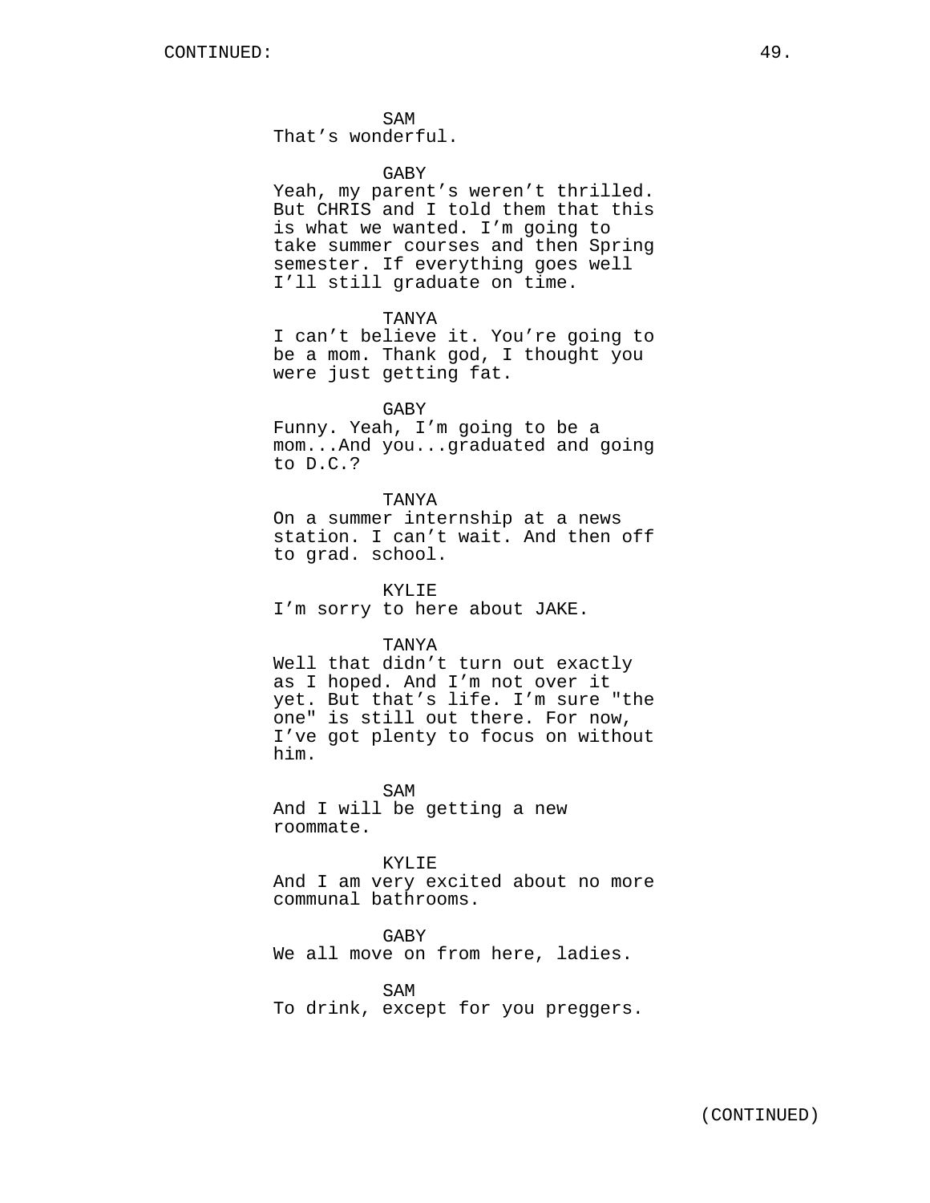SAM
That’s wonderful.

GABY
Yeah, my parent’s weren’t thrilled. But CHRIS and I told them that this is what we wanted. I’m going to take summer courses and then Spring semester. If everything goes well I’ll still graduate on time.

TANYA
I can’t believe it. You’re going to be a mom. Thank god, I thought you were just getting fat.

GABY
Funny. Yeah, I’m going to be a mom...And you...graduated and going to D.C.?

TANYA
On a summer internship at a news station. I can’t wait. And then off to grad. school.

KYLIE
I’m sorry to here about JAKE.

TANYA
Well that didn’t turn out exactly as I hoped. And I’m not over it yet. But that’s life. I’m sure "the one" is still out there. For now, I’ve got plenty to focus on without him.

SAM
And I will be getting a new roommate.

KYLIE
And I am very excited about no more communal bathrooms.

GABY
We all move on from here, ladies.

SAM
To drink, except for you preggers.

(CONTINUED)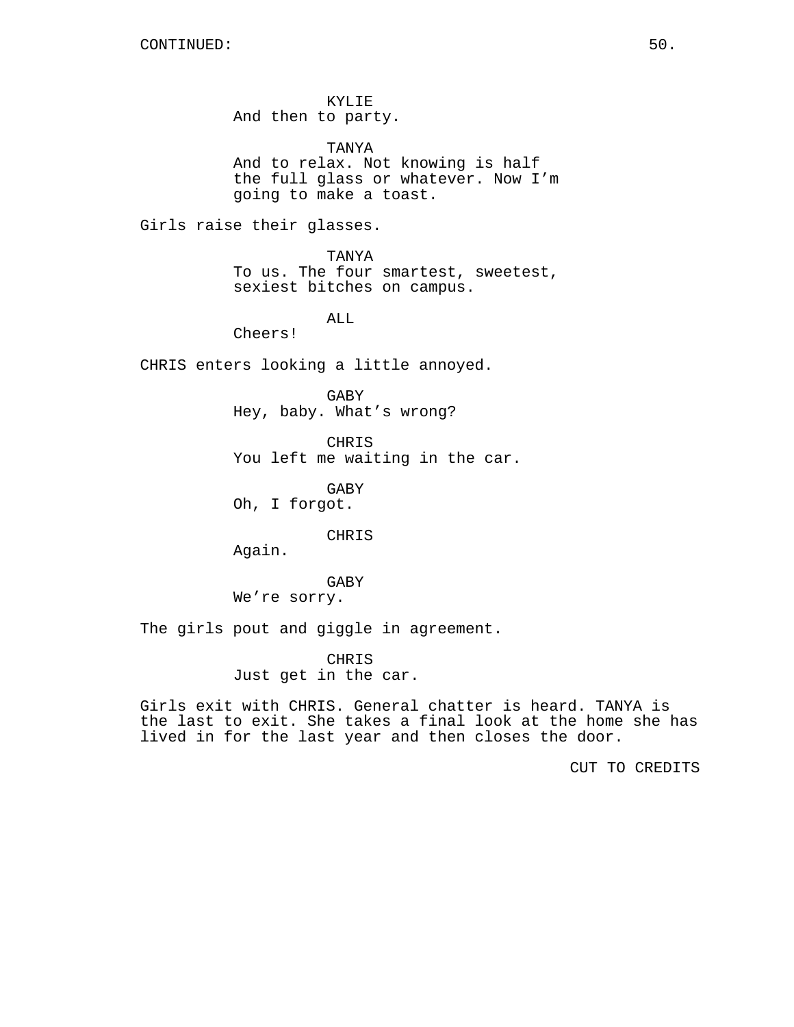KYLIE
And then to party.

TANYA
And to relax. Not knowing is half the full glass or whatever. Now I'm going to make a toast.

Girls raise their glasses.

TANYA
To us. The four smartest, sweetest, sexiest bitches on campus.

ALL
Cheers!

CHRIS enters looking a little annoyed.

GABY
Hey, baby. What's wrong?

CHRIS
You left me waiting in the car.

GABY
Oh, I forgot.

CHRIS
Again.

GABY
We're sorry.

The girls pout and giggle in agreement.

CHRIS
Just get in the car.

Girls exit with CHRIS. General chatter is heard. TANYA is the last to exit. She takes a final look at the home she has lived in for the last year and then closes the door.

CUT TO CREDITS